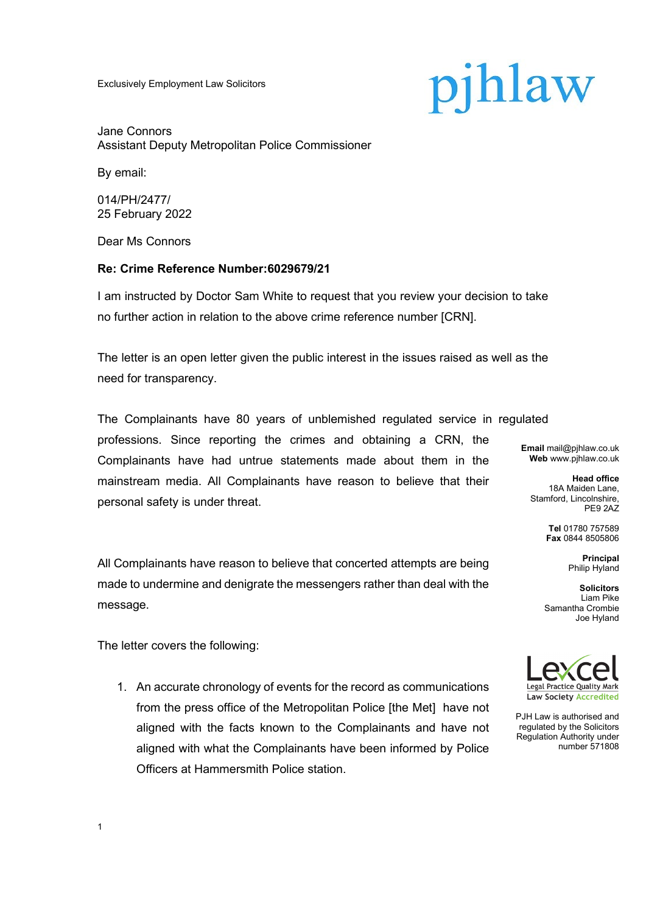Exclusively Employment Law Solicitors

pjhlaw

Jane Connors
Assistant Deputy Metropolitan Police Commissioner

By email:

014/PH/2477/
25 February 2022

Dear Ms Connors

**Re: Crime Reference Number:6029679/21**

I am instructed by Doctor Sam White to request that you review your decision to take no further action in relation to the above crime reference number [CRN].

The letter is an open letter given the public interest in the issues raised as well as the need for transparency.

The Complainants have 80 years of unblemished regulated service in regulated professions. Since reporting the crimes and obtaining a CRN, the Complainants have had untrue statements made about them in the mainstream media. All Complainants have reason to believe that their personal safety is under threat.

All Complainants have reason to believe that concerted attempts are being made to undermine and denigrate the messengers rather than deal with the message.

The letter covers the following:

1. An accurate chronology of events for the record as communications from the press office of the Metropolitan Police [the Met] have not aligned with the facts known to the Complainants and have not aligned with what the Complainants have been informed by Police Officers at Hammersmith Police station.

**Email** mail@pjhlaw.co.uk
**Web** www.pjhlaw.co.uk

**Head office**
18A Maiden Lane,
Stamford, Lincolnshire,
PE9 2AZ

**Tel** 01780 757589
**Fax** 0844 8505806

**Principal**
Philip Hyland

**Solicitors**
Liam Pike
Samantha Crombie
Joe Hyland

Lexcel
Legal Practice Quality Mark
Law Society Accredited

PJH Law is authorised and regulated by the Solicitors Regulation Authority under number 571808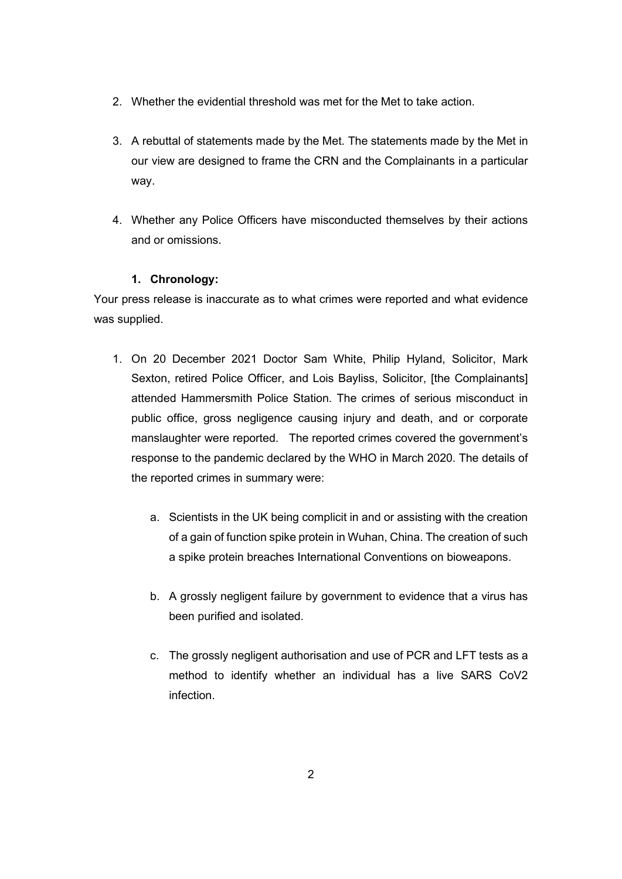2. Whether the evidential threshold was met for the Met to take action.

3. A rebuttal of statements made by the Met. The statements made by the Met in our view are designed to frame the CRN and the Complainants in a particular way.

4. Whether any Police Officers have misconducted themselves by their actions and or omissions.

**1. Chronology:**

Your press release is inaccurate as to what crimes were reported and what evidence was supplied.

1. On 20 December 2021 Doctor Sam White, Philip Hyland, Solicitor, Mark Sexton, retired Police Officer, and Lois Bayliss, Solicitor, [the Complainants] attended Hammersmith Police Station. The crimes of serious misconduct in public office, gross negligence causing injury and death, and or corporate manslaughter were reported. The reported crimes covered the government's response to the pandemic declared by the WHO in March 2020. The details of the reported crimes in summary were:

    a. Scientists in the UK being complicit in and or assisting with the creation of a gain of function spike protein in Wuhan, China. The creation of such a spike protein breaches International Conventions on bioweapons.

    b. A grossly negligent failure by government to evidence that a virus has been purified and isolated.

    c. The grossly negligent authorisation and use of PCR and LFT tests as a method to identify whether an individual has a live SARS CoV2 infection.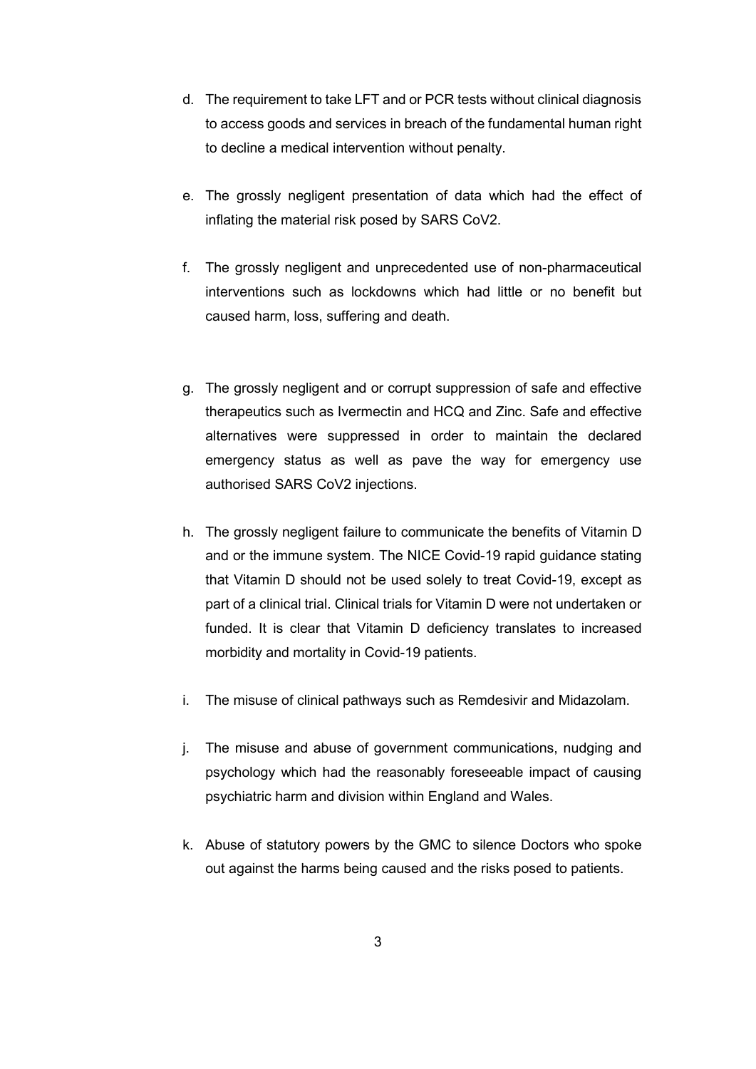d. The requirement to take LFT and or PCR tests without clinical diagnosis to access goods and services in breach of the fundamental human right to decline a medical intervention without penalty.

e. The grossly negligent presentation of data which had the effect of inflating the material risk posed by SARS CoV2.

f. The grossly negligent and unprecedented use of non-pharmaceutical interventions such as lockdowns which had little or no benefit but caused harm, loss, suffering and death.

g. The grossly negligent and or corrupt suppression of safe and effective therapeutics such as Ivermectin and HCQ and Zinc. Safe and effective alternatives were suppressed in order to maintain the declared emergency status as well as pave the way for emergency use authorised SARS CoV2 injections.

h. The grossly negligent failure to communicate the benefits of Vitamin D and or the immune system. The NICE Covid-19 rapid guidance stating that Vitamin D should not be used solely to treat Covid-19, except as part of a clinical trial. Clinical trials for Vitamin D were not undertaken or funded. It is clear that Vitamin D deficiency translates to increased morbidity and mortality in Covid-19 patients.

i. The misuse of clinical pathways such as Remdesivir and Midazolam.

j. The misuse and abuse of government communications, nudging and psychology which had the reasonably foreseeable impact of causing psychiatric harm and division within England and Wales.

k. Abuse of statutory powers by the GMC to silence Doctors who spoke out against the harms being caused and the risks posed to patients.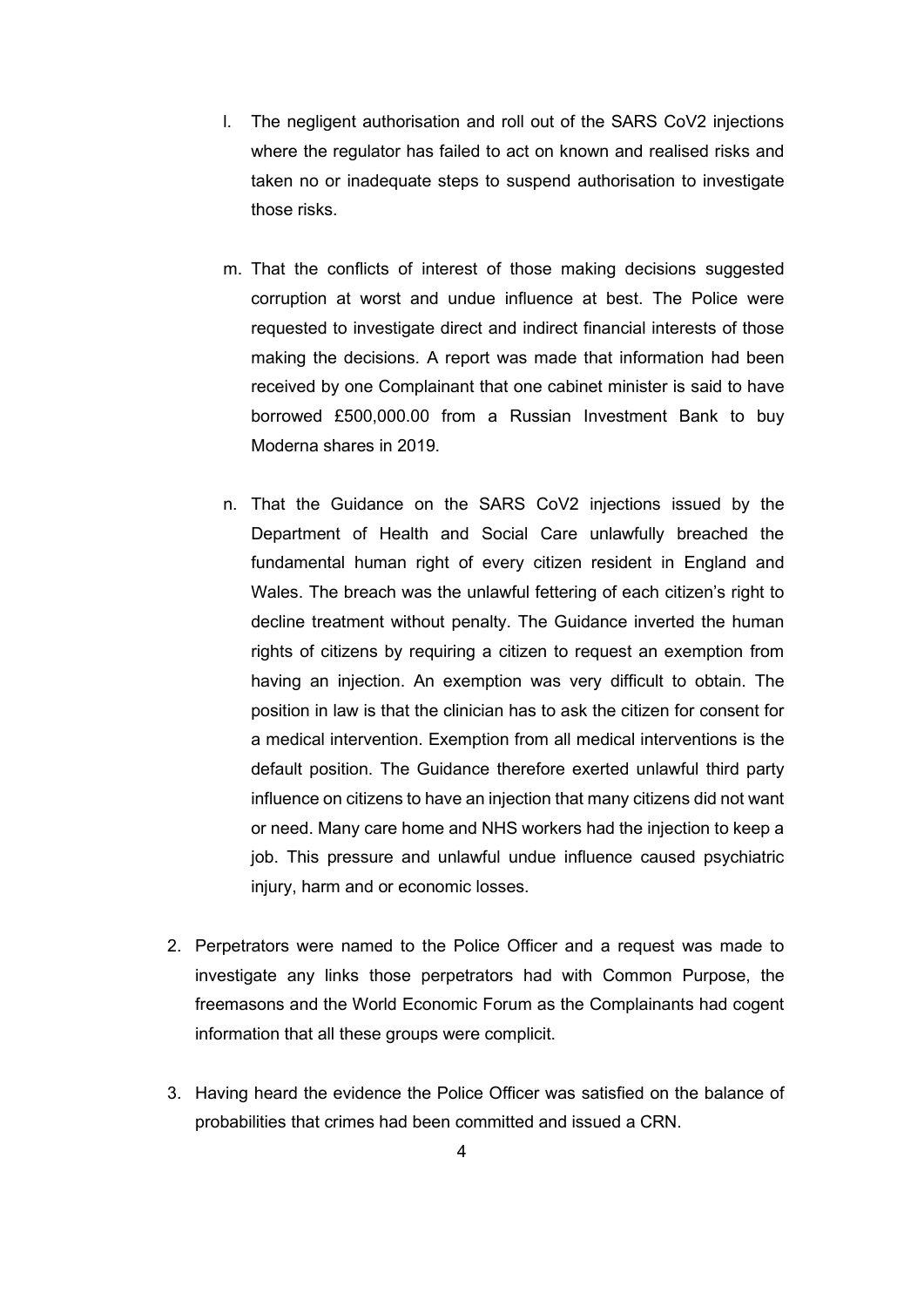l. The negligent authorisation and roll out of the SARS CoV2 injections where the regulator has failed to act on known and realised risks and taken no or inadequate steps to suspend authorisation to investigate those risks.

m. That the conflicts of interest of those making decisions suggested corruption at worst and undue influence at best. The Police were requested to investigate direct and indirect financial interests of those making the decisions. A report was made that information had been received by one Complainant that one cabinet minister is said to have borrowed £500,000.00 from a Russian Investment Bank to buy Moderna shares in 2019.

n. That the Guidance on the SARS CoV2 injections issued by the Department of Health and Social Care unlawfully breached the fundamental human right of every citizen resident in England and Wales. The breach was the unlawful fettering of each citizen's right to decline treatment without penalty. The Guidance inverted the human rights of citizens by requiring a citizen to request an exemption from having an injection. An exemption was very difficult to obtain. The position in law is that the clinician has to ask the citizen for consent for a medical intervention. Exemption from all medical interventions is the default position. The Guidance therefore exerted unlawful third party influence on citizens to have an injection that many citizens did not want or need. Many care home and NHS workers had the injection to keep a job. This pressure and unlawful undue influence caused psychiatric injury, harm and or economic losses.

2. Perpetrators were named to the Police Officer and a request was made to investigate any links those perpetrators had with Common Purpose, the freemasons and the World Economic Forum as the Complainants had cogent information that all these groups were complicit.

3. Having heard the evidence the Police Officer was satisfied on the balance of probabilities that crimes had been committed and issued a CRN.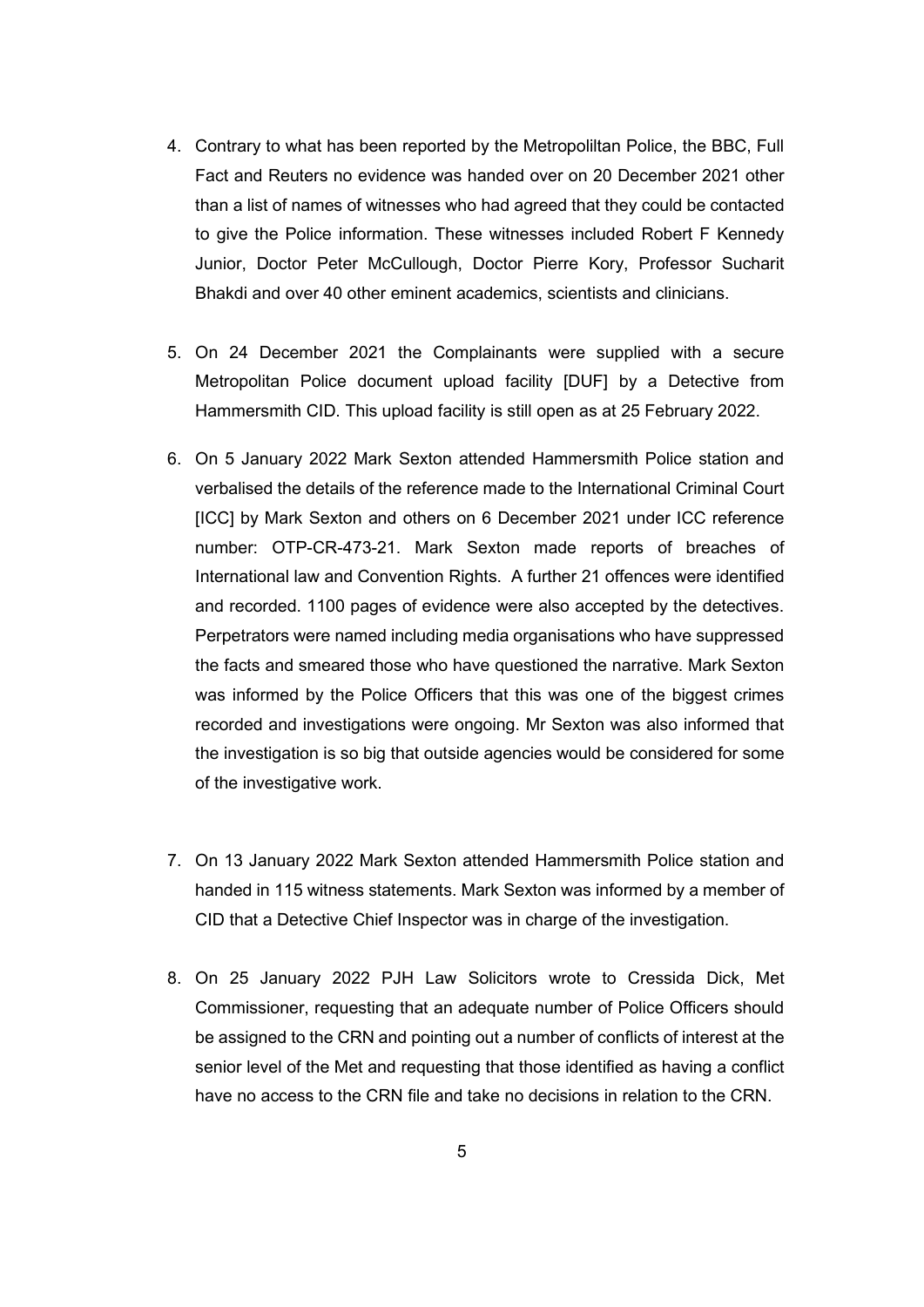4. Contrary to what has been reported by the Metropolitan Police, the BBC, Full Fact and Reuters no evidence was handed over on 20 December 2021 other than a list of names of witnesses who had agreed that they could be contacted to give the Police information. These witnesses included Robert F Kennedy Junior, Doctor Peter McCullough, Doctor Pierre Kory, Professor Sucharit Bhakdi and over 40 other eminent academics, scientists and clinicians.

5. On 24 December 2021 the Complainants were supplied with a secure Metropolitan Police document upload facility [DUF] by a Detective from Hammersmith CID. This upload facility is still open as at 25 February 2022.

6. On 5 January 2022 Mark Sexton attended Hammersmith Police station and verbalised the details of the reference made to the International Criminal Court [ICC] by Mark Sexton and others on 6 December 2021 under ICC reference number: OTP-CR-473-21. Mark Sexton made reports of breaches of International law and Convention Rights. A further 21 offences were identified and recorded. 1100 pages of evidence were also accepted by the detectives. Perpetrators were named including media organisations who have suppressed the facts and smeared those who have questioned the narrative. Mark Sexton was informed by the Police Officers that this was one of the biggest crimes recorded and investigations were ongoing. Mr Sexton was also informed that the investigation is so big that outside agencies would be considered for some of the investigative work.

7. On 13 January 2022 Mark Sexton attended Hammersmith Police station and handed in 115 witness statements. Mark Sexton was informed by a member of CID that a Detective Chief Inspector was in charge of the investigation.

8. On 25 January 2022 PJH Law Solicitors wrote to Cressida Dick, Met Commissioner, requesting that an adequate number of Police Officers should be assigned to the CRN and pointing out a number of conflicts of interest at the senior level of the Met and requesting that those identified as having a conflict have no access to the CRN file and take no decisions in relation to the CRN.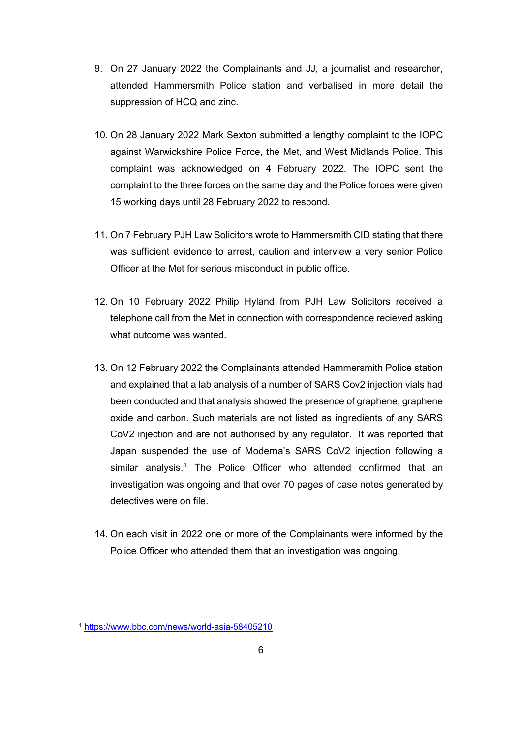9. On 27 January 2022 the Complainants and JJ, a journalist and researcher, attended Hammersmith Police station and verbalised in more detail the suppression of HCQ and zinc.

10. On 28 January 2022 Mark Sexton submitted a lengthy complaint to the IOPC against Warwickshire Police Force, the Met, and West Midlands Police. This complaint was acknowledged on 4 February 2022. The IOPC sent the complaint to the three forces on the same day and the Police forces were given 15 working days until 28 February 2022 to respond.

11. On 7 February PJH Law Solicitors wrote to Hammersmith CID stating that there was sufficient evidence to arrest, caution and interview a very senior Police Officer at the Met for serious misconduct in public office.

12. On 10 February 2022 Philip Hyland from PJH Law Solicitors received a telephone call from the Met in connection with correspondence recieved asking what outcome was wanted.

13. On 12 February 2022 the Complainants attended Hammersmith Police station and explained that a lab analysis of a number of SARS Cov2 injection vials had been conducted and that analysis showed the presence of graphene, graphene oxide and carbon. Such materials are not listed as ingredients of any SARS CoV2 injection and are not authorised by any regulator. It was reported that Japan suspended the use of Moderna's SARS CoV2 injection following a similar analysis.[1] The Police Officer who attended confirmed that an investigation was ongoing and that over 70 pages of case notes generated by detectives were on file.

14. On each visit in 2022 one or more of the Complainants were informed by the Police Officer who attended them that an investigation was ongoing.

[1] https://www.bbc.com/news/world-asia-58405210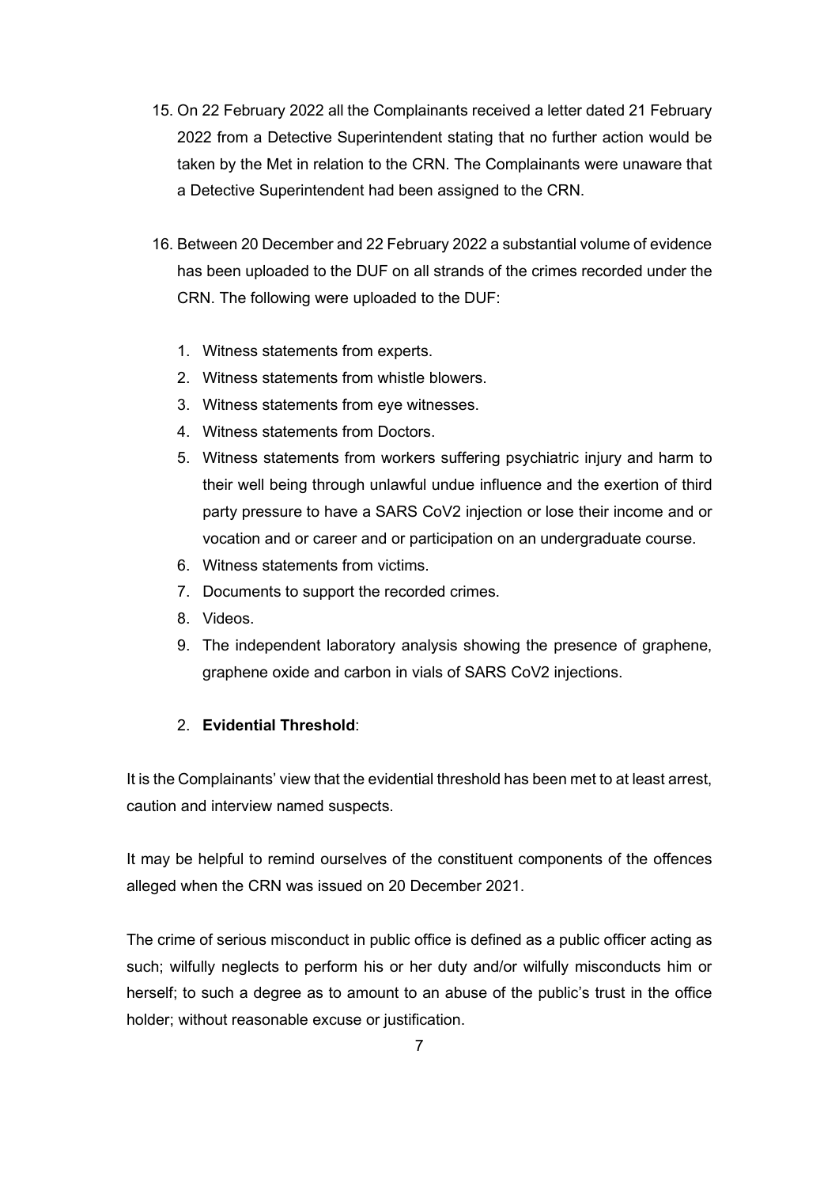15. On 22 February 2022 all the Complainants received a letter dated 21 February 2022 from a Detective Superintendent stating that no further action would be taken by the Met in relation to the CRN. The Complainants were unaware that a Detective Superintendent had been assigned to the CRN.

16. Between 20 December and 22 February 2022 a substantial volume of evidence has been uploaded to the DUF on all strands of the crimes recorded under the CRN. The following were uploaded to the DUF:

    1. Witness statements from experts.
    2. Witness statements from whistle blowers.
    3. Witness statements from eye witnesses.
    4. Witness statements from Doctors.
    5. Witness statements from workers suffering psychiatric injury and harm to their well being through unlawful undue influence and the exertion of third party pressure to have a SARS CoV2 injection or lose their income and or vocation and or career and or participation on an undergraduate course.
    6. Witness statements from victims.
    7. Documents to support the recorded crimes.
    8. Videos.
    9. The independent laboratory analysis showing the presence of graphene, graphene oxide and carbon in vials of SARS CoV2 injections.

2. **Evidential Threshold**:

It is the Complainants' view that the evidential threshold has been met to at least arrest, caution and interview named suspects.

It may be helpful to remind ourselves of the constituent components of the offences alleged when the CRN was issued on 20 December 2021.

The crime of serious misconduct in public office is defined as a public officer acting as such; wilfully neglects to perform his or her duty and/or wilfully misconducts him or herself; to such a degree as to amount to an abuse of the public's trust in the office holder; without reasonable excuse or justification.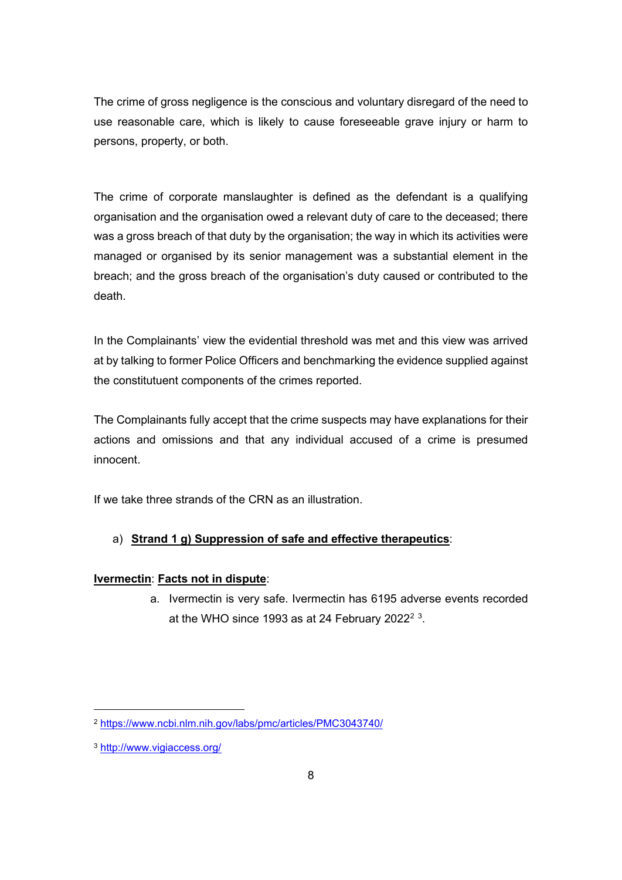The crime of gross negligence is the conscious and voluntary disregard of the need to use reasonable care, which is likely to cause foreseeable grave injury or harm to persons, property, or both.

The crime of corporate manslaughter is defined as the defendant is a qualifying organisation and the organisation owed a relevant duty of care to the deceased; there was a gross breach of that duty by the organisation; the way in which its activities were managed or organised by its senior management was a substantial element in the breach; and the gross breach of the organisation's duty caused or contributed to the death.

In the Complainants' view the evidential threshold was met and this view was arrived at by talking to former Police Officers and benchmarking the evidence supplied against the constitutuent components of the crimes reported.

The Complainants fully accept that the crime suspects may have explanations for their actions and omissions and that any individual accused of a crime is presumed innocent.

If we take three strands of the CRN as an illustration.

a) **Strand 1 g) Suppression of safe and effective therapeutics**:

**Ivermectin**: **Facts not in dispute**:

a. Ivermectin is very safe. Ivermectin has 6195 adverse events recorded at the WHO since 1993 as at 24 February 2022[2] [3].

---

[2] https://www.ncbi.nlm.nih.gov/labs/pmc/articles/PMC3043740/

[3] http://www.vigiaccess.org/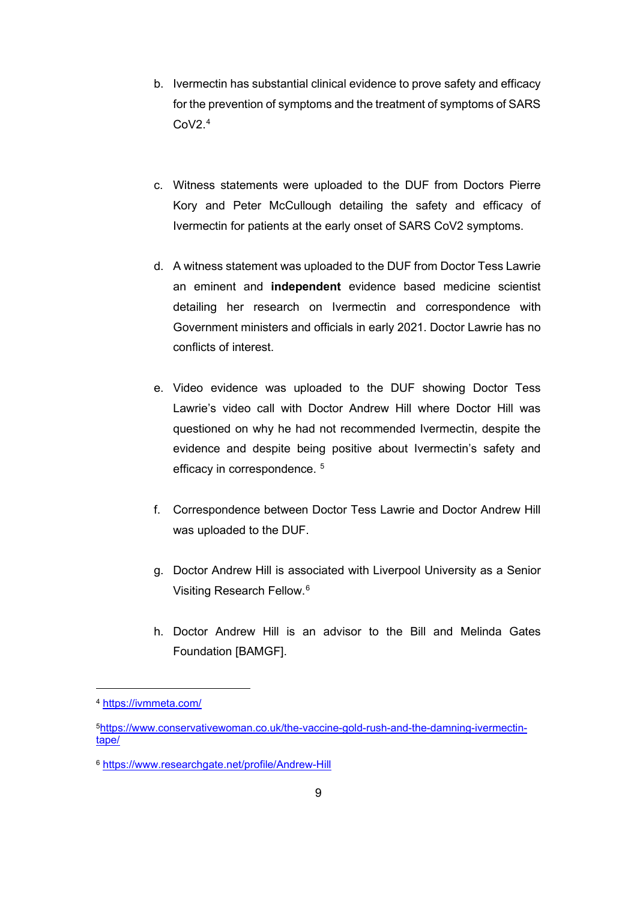b. Ivermectin has substantial clinical evidence to prove safety and efficacy for the prevention of symptoms and the treatment of symptoms of SARS CoV2.[4]

c. Witness statements were uploaded to the DUF from Doctors Pierre Kory and Peter McCullough detailing the safety and efficacy of Ivermectin for patients at the early onset of SARS CoV2 symptoms.

d. A witness statement was uploaded to the DUF from Doctor Tess Lawrie an eminent and **independent** evidence based medicine scientist detailing her research on Ivermectin and correspondence with Government ministers and officials in early 2021. Doctor Lawrie has no conflicts of interest.

e. Video evidence was uploaded to the DUF showing Doctor Tess Lawrie's video call with Doctor Andrew Hill where Doctor Hill was questioned on why he had not recommended Ivermectin, despite the evidence and despite being positive about Ivermectin's safety and efficacy in correspondence. [5]

f. Correspondence between Doctor Tess Lawrie and Doctor Andrew Hill was uploaded to the DUF.

g. Doctor Andrew Hill is associated with Liverpool University as a Senior Visiting Research Fellow.[6]

h. Doctor Andrew Hill is an advisor to the Bill and Melinda Gates Foundation [BAMGF].

---

[4] https://ivmmeta.com/

[5] https://www.conservativewoman.co.uk/the-vaccine-gold-rush-and-the-damning-ivermectin-tape/

[6] https://www.researchgate.net/profile/Andrew-Hill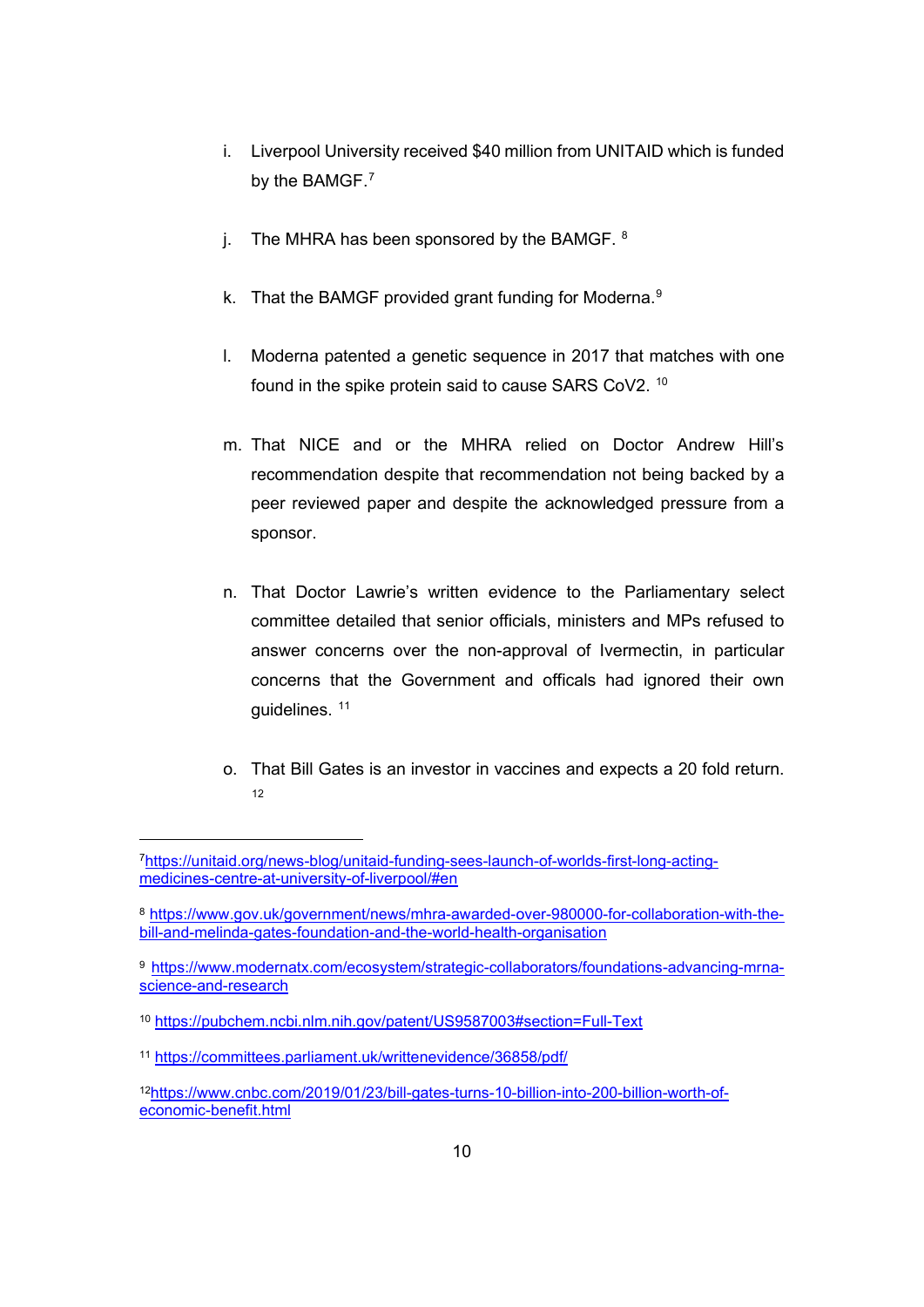i. Liverpool University received $40 million from UNITAID which is funded by the BAMGF.[7]

j. The MHRA has been sponsored by the BAMGF.[8]

k. That the BAMGF provided grant funding for Moderna.[9]

l. Moderna patented a genetic sequence in 2017 that matches with one found in the spike protein said to cause SARS CoV2.[10]

m. That NICE and or the MHRA relied on Doctor Andrew Hill's recommendation despite that recommendation not being backed by a peer reviewed paper and despite the acknowledged pressure from a sponsor.

n. That Doctor Lawrie's written evidence to the Parliamentary select committee detailed that senior officials, ministers and MPs refused to answer concerns over the non-approval of Ivermectin, in particular concerns that the Government and officals had ignored their own guidelines.[11]

o. That Bill Gates is an investor in vaccines and expects a 20 fold return.[12]

---

[7] https://unitaid.org/news-blog/unitaid-funding-sees-launch-of-worlds-first-long-acting-medicines-centre-at-university-of-liverpool/#en

[8] https://www.gov.uk/government/news/mhra-awarded-over-980000-for-collaboration-with-the-bill-and-melinda-gates-foundation-and-the-world-health-organisation

[9] https://www.modernatx.com/ecosystem/strategic-collaborators/foundations-advancing-mrna-science-and-research

[10] https://pubchem.ncbi.nlm.nih.gov/patent/US9587003#section=Full-Text

[11] https://committees.parliament.uk/writtenevidence/36858/pdf/

[12] https://www.cnbc.com/2019/01/23/bill-gates-turns-10-billion-into-200-billion-worth-of-economic-benefit.html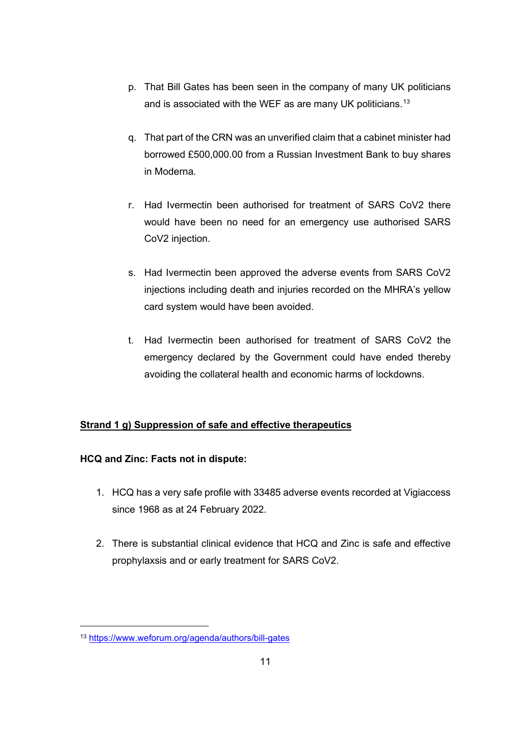p. That Bill Gates has been seen in the company of many UK politicians and is associated with the WEF as are many UK politicians.[13]

q. That part of the CRN was an unverified claim that a cabinet minister had borrowed £500,000.00 from a Russian Investment Bank to buy shares in Moderna.

r. Had Ivermectin been authorised for treatment of SARS CoV2 there would have been no need for an emergency use authorised SARS CoV2 injection.

s. Had Ivermectin been approved the adverse events from SARS CoV2 injections including death and injuries recorded on the MHRA's yellow card system would have been avoided.

t. Had Ivermectin been authorised for treatment of SARS CoV2 the emergency declared by the Government could have ended thereby avoiding the collateral health and economic harms of lockdowns.

**Strand 1 g) Suppression of safe and effective therapeutics**

**HCQ and Zinc: Facts not in dispute:**

1. HCQ has a very safe profile with 33485 adverse events recorded at Vigiaccess since 1968 as at 24 February 2022.

2. There is substantial clinical evidence that HCQ and Zinc is safe and effective prophylaxsis and or early treatment for SARS CoV2.

[13] https://www.weforum.org/agenda/authors/bill-gates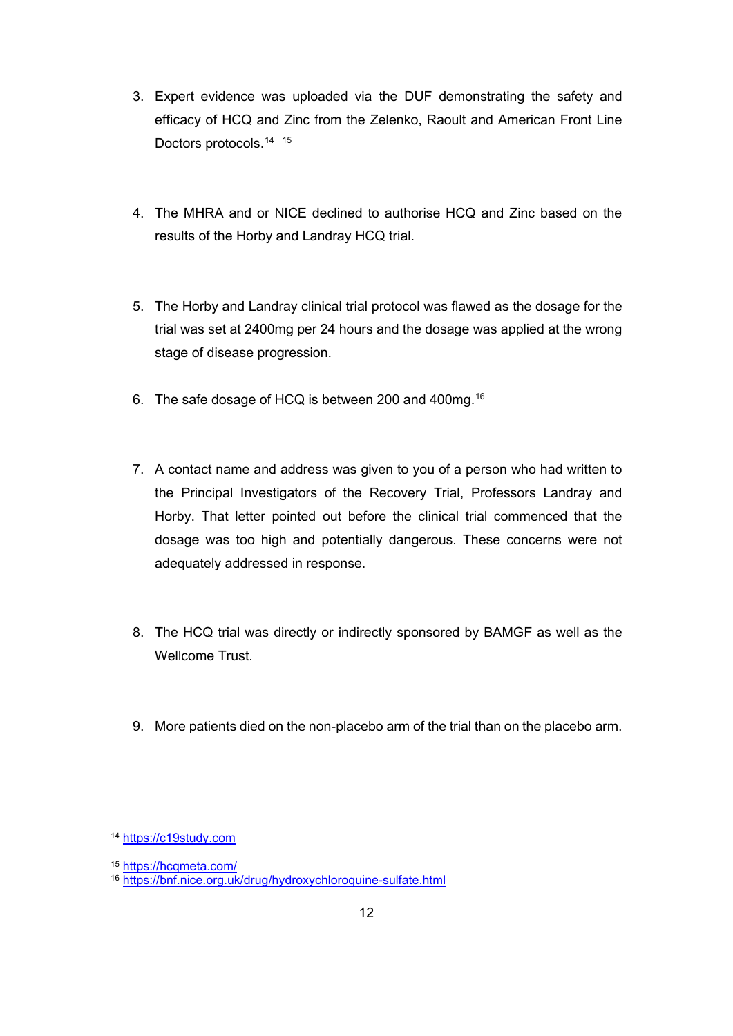3. Expert evidence was uploaded via the DUF demonstrating the safety and efficacy of HCQ and Zinc from the Zelenko, Raoult and American Front Line Doctors protocols.[14] [15]

4. The MHRA and or NICE declined to authorise HCQ and Zinc based on the results of the Horby and Landray HCQ trial.

5. The Horby and Landray clinical trial protocol was flawed as the dosage for the trial was set at 2400mg per 24 hours and the dosage was applied at the wrong stage of disease progression.

6. The safe dosage of HCQ is between 200 and 400mg.[16]

7. A contact name and address was given to you of a person who had written to the Principal Investigators of the Recovery Trial, Professors Landray and Horby. That letter pointed out before the clinical trial commenced that the dosage was too high and potentially dangerous. These concerns were not adequately addressed in response.

8. The HCQ trial was directly or indirectly sponsored by BAMGF as well as the Wellcome Trust.

9. More patients died on the non-placebo arm of the trial than on the placebo arm.

---

[14] https://c19study.com

[15] https://hcqmeta.com/

[16] https://bnf.nice.org.uk/drug/hydroxychloroquine-sulfate.html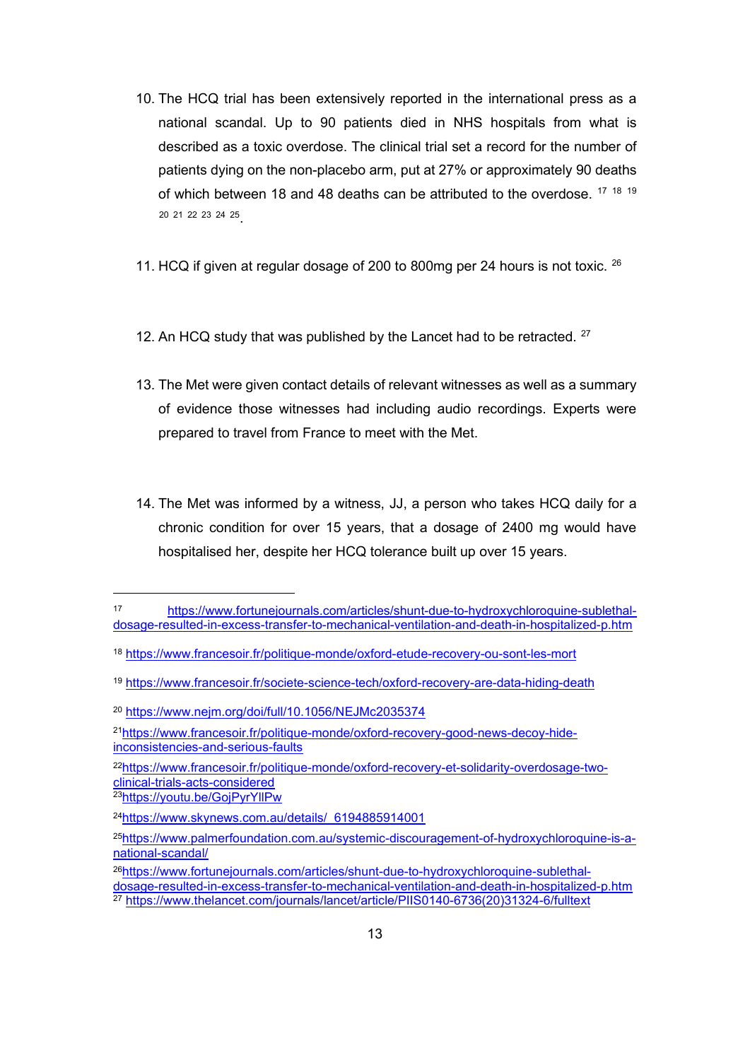10. The HCQ trial has been extensively reported in the international press as a national scandal. Up to 90 patients died in NHS hospitals from what is described as a toxic overdose. The clinical trial set a record for the number of patients dying on the non-placebo arm, put at 27% or approximately 90 deaths of which between 18 and 48 deaths can be attributed to the overdose. [17] [18] [19] [20] [21] [22] [23] [24] [25].

11. HCQ if given at regular dosage of 200 to 800mg per 24 hours is not toxic. [26]

12. An HCQ study that was published by the Lancet had to be retracted. [27]

13. The Met were given contact details of relevant witnesses as well as a summary of evidence those witnesses had including audio recordings. Experts were prepared to travel from France to meet with the Met.

14. The Met was informed by a witness, JJ, a person who takes HCQ daily for a chronic condition for over 15 years, that a dosage of 2400 mg would have hospitalised her, despite her HCQ tolerance built up over 15 years.

---

[17] https://www.fortunejournals.com/articles/shunt-due-to-hydroxychloroquine-sublethal-dosage-resulted-in-excess-transfer-to-mechanical-ventilation-and-death-in-hospitalized-p.htm

[18] https://www.francesoir.fr/politique-monde/oxford-etude-recovery-ou-sont-les-mort

[19] https://www.francesoir.fr/societe-science-tech/oxford-recovery-are-data-hiding-death

[20] https://www.nejm.org/doi/full/10.1056/NEJMc2035374

[21] https://www.francesoir.fr/politique-monde/oxford-recovery-good-news-decoy-hide-inconsistencies-and-serious-faults

[22] https://www.francesoir.fr/politique-monde/oxford-recovery-et-solidarity-overdosage-two-clinical-trials-acts-considered

[23] https://youtu.be/GojPyrYllPw

[24] https://www.skynews.com.au/details/_6194885914001

[25] https://www.palmerfoundation.com.au/systemic-discouragement-of-hydroxychloroquine-is-a-national-scandal/

[26] https://www.fortunejournals.com/articles/shunt-due-to-hydroxychloroquine-sublethal-dosage-resulted-in-excess-transfer-to-mechanical-ventilation-and-death-in-hospitalized-p.htm

[27] https://www.thelancet.com/journals/lancet/article/PIIS0140-6736(20)31324-6/fulltext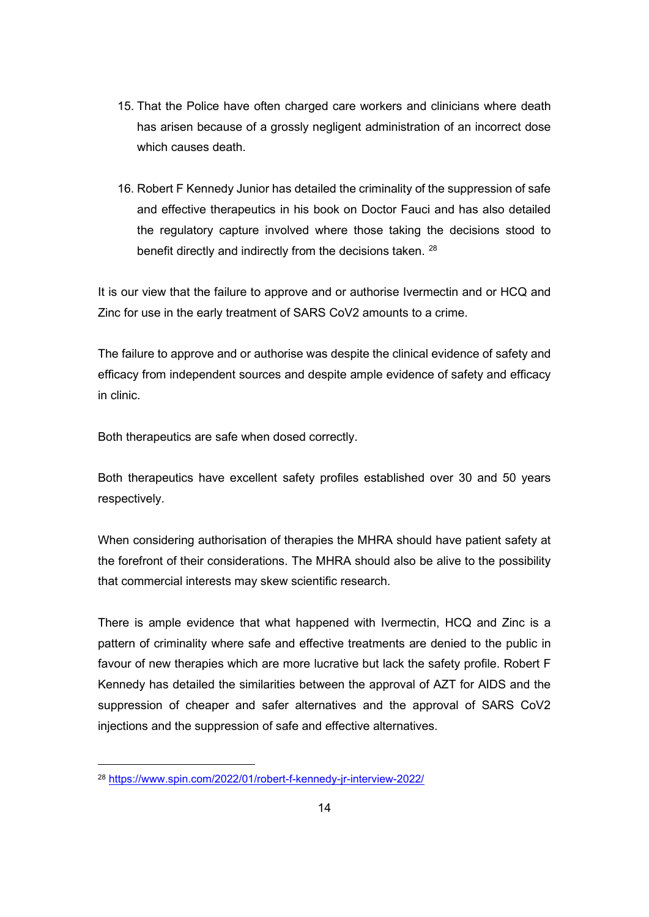15. That the Police have often charged care workers and clinicians where death has arisen because of a grossly negligent administration of an incorrect dose which causes death.

16. Robert F Kennedy Junior has detailed the criminality of the suppression of safe and effective therapeutics in his book on Doctor Fauci and has also detailed the regulatory capture involved where those taking the decisions stood to benefit directly and indirectly from the decisions taken. [28]

It is our view that the failure to approve and or authorise Ivermectin and or HCQ and Zinc for use in the early treatment of SARS CoV2 amounts to a crime.

The failure to approve and or authorise was despite the clinical evidence of safety and efficacy from independent sources and despite ample evidence of safety and efficacy in clinic.

Both therapeutics are safe when dosed correctly.

Both therapeutics have excellent safety profiles established over 30 and 50 years respectively.

When considering authorisation of therapies the MHRA should have patient safety at the forefront of their considerations. The MHRA should also be alive to the possibility that commercial interests may skew scientific research.

There is ample evidence that what happened with Ivermectin, HCQ and Zinc is a pattern of criminality where safe and effective treatments are denied to the public in favour of new therapies which are more lucrative but lack the safety profile. Robert F Kennedy has detailed the similarities between the approval of AZT for AIDS and the suppression of cheaper and safer alternatives and the approval of SARS CoV2 injections and the suppression of safe and effective alternatives.

---

[28] https://www.spin.com/2022/01/robert-f-kennedy-jr-interview-2022/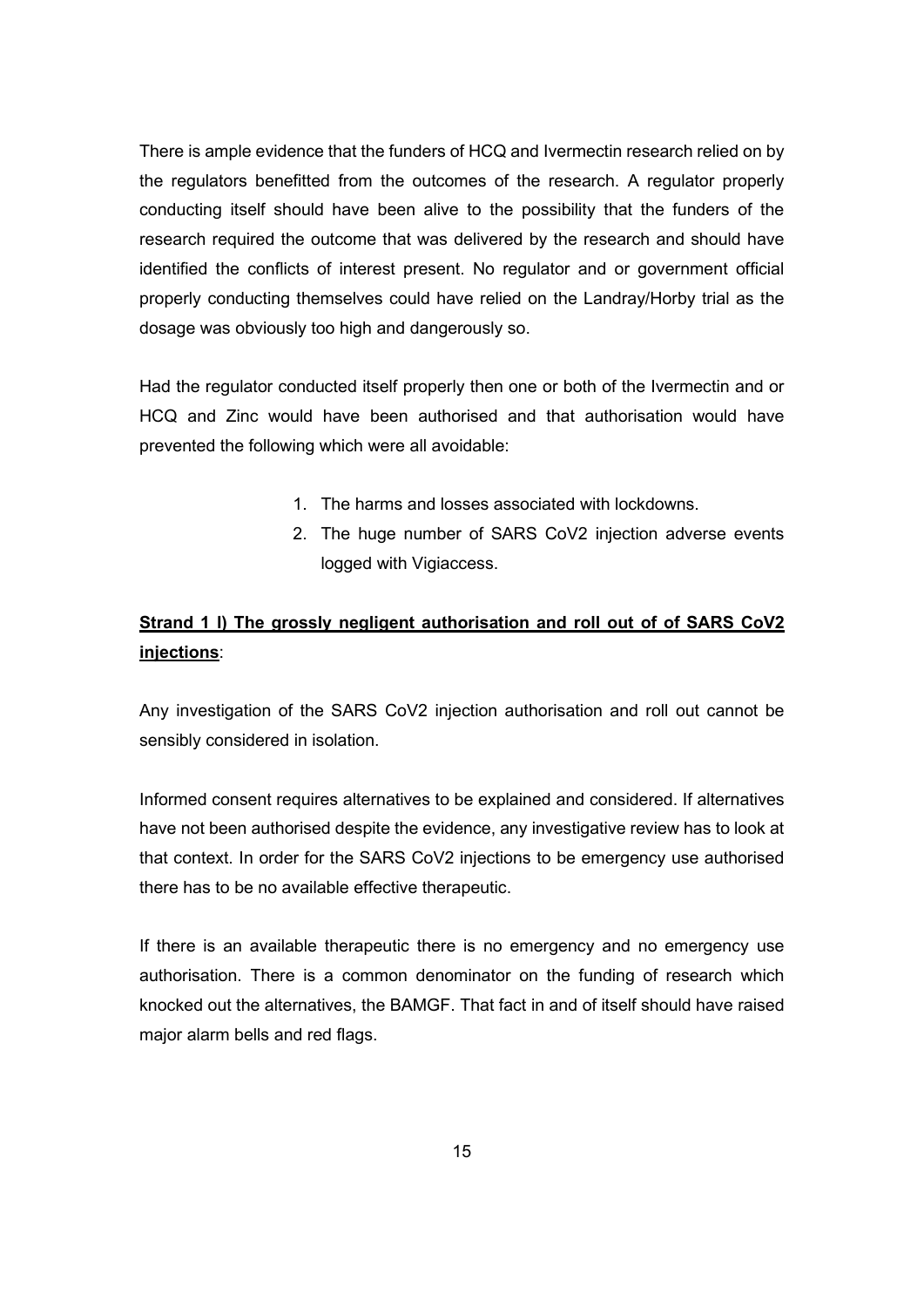There is ample evidence that the funders of HCQ and Ivermectin research relied on by the regulators benefitted from the outcomes of the research. A regulator properly conducting itself should have been alive to the possibility that the funders of the research required the outcome that was delivered by the research and should have identified the conflicts of interest present. No regulator and or government official properly conducting themselves could have relied on the Landray/Horby trial as the dosage was obviously too high and dangerously so.

Had the regulator conducted itself properly then one or both of the Ivermectin and or HCQ and Zinc would have been authorised and that authorisation would have prevented the following which were all avoidable:

1. The harms and losses associated with lockdowns.
2. The huge number of SARS CoV2 injection adverse events logged with Vigiaccess.

**<u>Strand 1 I) The grossly negligent authorisation and roll out of of SARS CoV2 injections</u>**:

Any investigation of the SARS CoV2 injection authorisation and roll out cannot be sensibly considered in isolation.

Informed consent requires alternatives to be explained and considered. If alternatives have not been authorised despite the evidence, any investigative review has to look at that context. In order for the SARS CoV2 injections to be emergency use authorised there has to be no available effective therapeutic.

If there is an available therapeutic there is no emergency and no emergency use authorisation. There is a common denominator on the funding of research which knocked out the alternatives, the BAMGF. That fact in and of itself should have raised major alarm bells and red flags.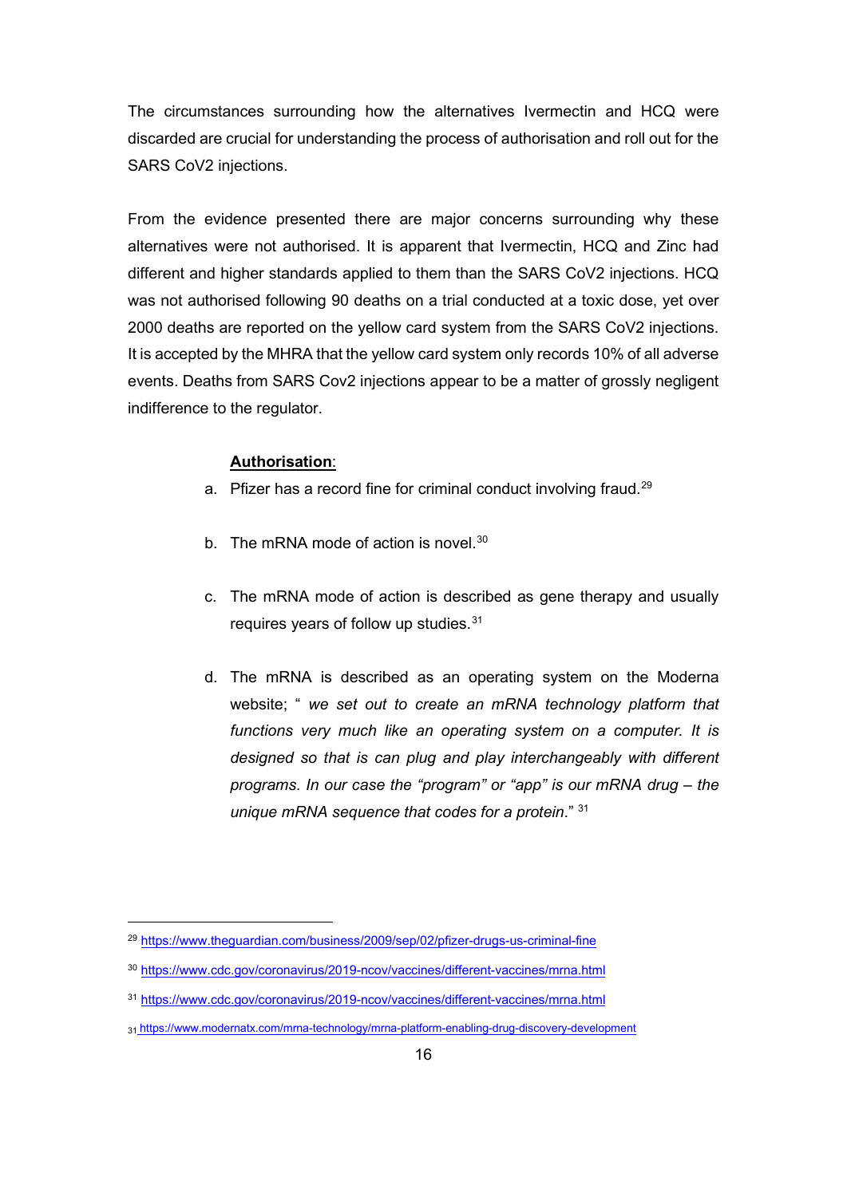The circumstances surrounding how the alternatives Ivermectin and HCQ were discarded are crucial for understanding the process of authorisation and roll out for the SARS CoV2 injections.

From the evidence presented there are major concerns surrounding why these alternatives were not authorised. It is apparent that Ivermectin, HCQ and Zinc had different and higher standards applied to them than the SARS CoV2 injections. HCQ was not authorised following 90 deaths on a trial conducted at a toxic dose, yet over 2000 deaths are reported on the yellow card system from the SARS CoV2 injections. It is accepted by the MHRA that the yellow card system only records 10% of all adverse events. Deaths from SARS Cov2 injections appear to be a matter of grossly negligent indifference to the regulator.

**Authorisation**:

a. Pfizer has a record fine for criminal conduct involving fraud.[29]

b. The mRNA mode of action is novel.[30]

c. The mRNA mode of action is described as gene therapy and usually requires years of follow up studies.[31]

d. The mRNA is described as an operating system on the Moderna website; " *we set out to create an mRNA technology platform that functions very much like an operating system on a computer. It is designed so that is can plug and play interchangeably with different programs. In our case the "program" or "app" is our mRNA drug – the unique mRNA sequence that codes for a protein*." [31]

---

[29] https://www.theguardian.com/business/2009/sep/02/pfizer-drugs-us-criminal-fine

[30] https://www.cdc.gov/coronavirus/2019-ncov/vaccines/different-vaccines/mrna.html

[31] https://www.cdc.gov/coronavirus/2019-ncov/vaccines/different-vaccines/mrna.html

[31] https://www.modernatx.com/mrna-technology/mrna-platform-enabling-drug-discovery-development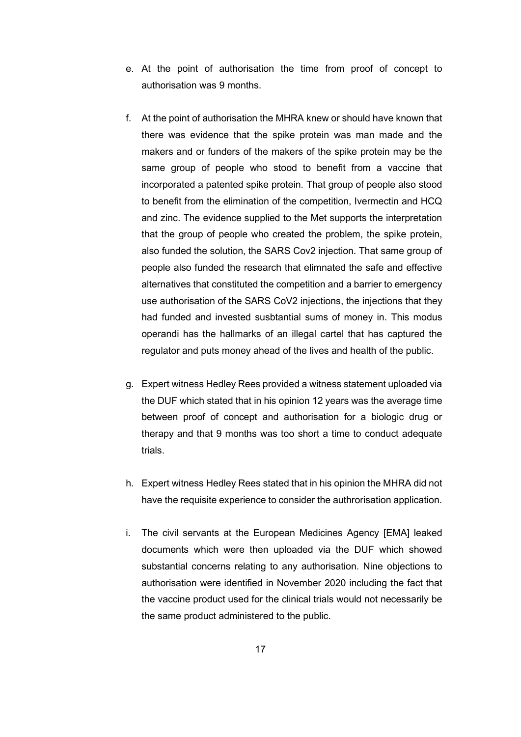e. At the point of authorisation the time from proof of concept to authorisation was 9 months.

f. At the point of authorisation the MHRA knew or should have known that there was evidence that the spike protein was man made and the makers and or funders of the makers of the spike protein may be the same group of people who stood to benefit from a vaccine that incorporated a patented spike protein. That group of people also stood to benefit from the elimination of the competition, Ivermectin and HCQ and zinc. The evidence supplied to the Met supports the interpretation that the group of people who created the problem, the spike protein, also funded the solution, the SARS Cov2 injection. That same group of people also funded the research that elimnated the safe and effective alternatives that constituted the competition and a barrier to emergency use authorisation of the SARS CoV2 injections, the injections that they had funded and invested susbtantial sums of money in. This modus operandi has the hallmarks of an illegal cartel that has captured the regulator and puts money ahead of the lives and health of the public.

g. Expert witness Hedley Rees provided a witness statement uploaded via the DUF which stated that in his opinion 12 years was the average time between proof of concept and authorisation for a biologic drug or therapy and that 9 months was too short a time to conduct adequate trials.

h. Expert witness Hedley Rees stated that in his opinion the MHRA did not have the requisite experience to consider the authrorisation application.

i. The civil servants at the European Medicines Agency [EMA] leaked documents which were then uploaded via the DUF which showed substantial concerns relating to any authorisation. Nine objections to authorisation were identified in November 2020 including the fact that the vaccine product used for the clinical trials would not necessarily be the same product administered to the public.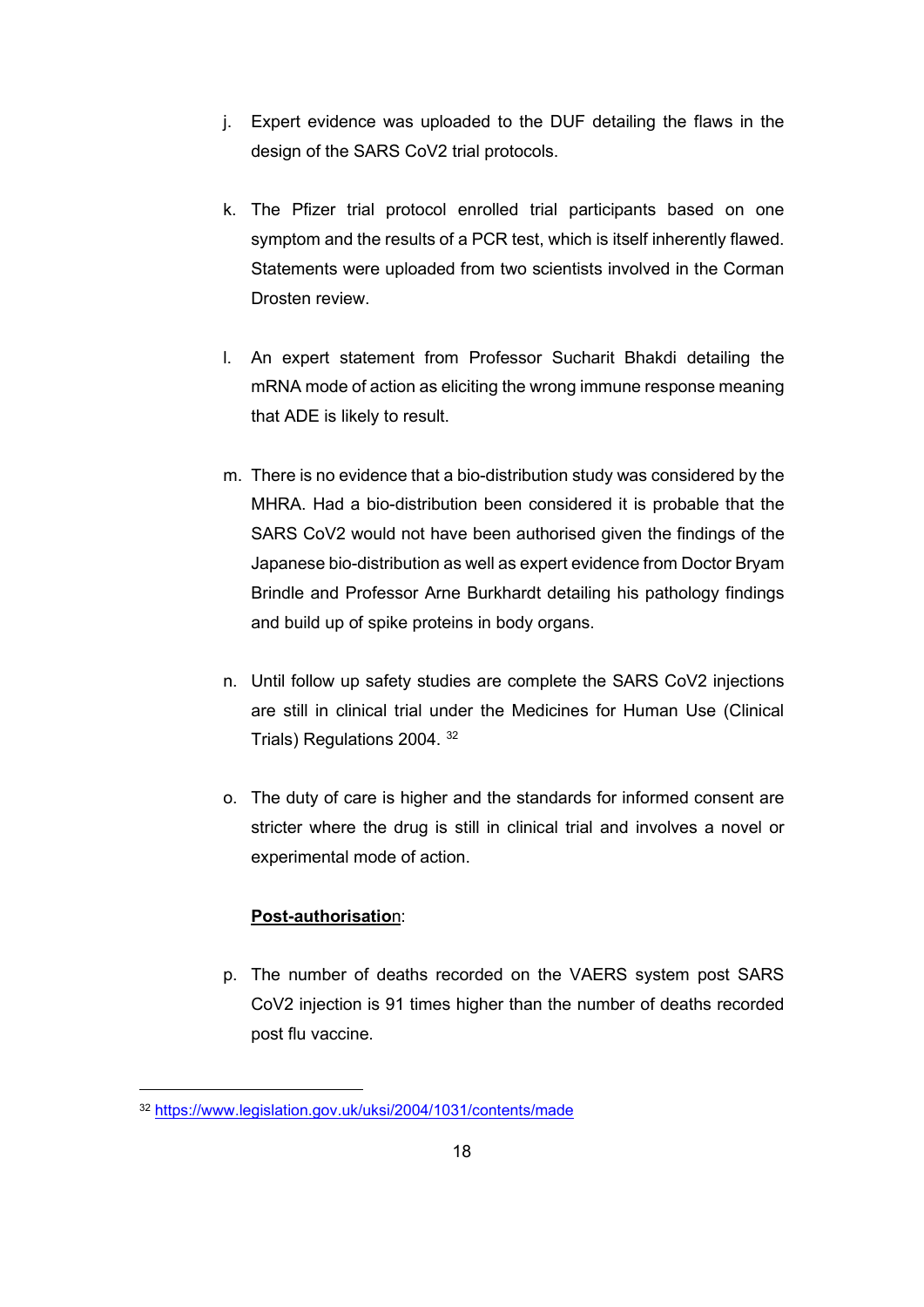j. Expert evidence was uploaded to the DUF detailing the flaws in the design of the SARS CoV2 trial protocols.

k. The Pfizer trial protocol enrolled trial participants based on one symptom and the results of a PCR test, which is itself inherently flawed. Statements were uploaded from two scientists involved in the Corman Drosten review.

l. An expert statement from Professor Sucharit Bhakdi detailing the mRNA mode of action as eliciting the wrong immune response meaning that ADE is likely to result.

m. There is no evidence that a bio-distribution study was considered by the MHRA. Had a bio-distribution been considered it is probable that the SARS CoV2 would not have been authorised given the findings of the Japanese bio-distribution as well as expert evidence from Doctor Bryam Brindle and Professor Arne Burkhardt detailing his pathology findings and build up of spike proteins in body organs.

n. Until follow up safety studies are complete the SARS CoV2 injections are still in clinical trial under the Medicines for Human Use (Clinical Trials) Regulations 2004. [32]

o. The duty of care is higher and the standards for informed consent are stricter where the drug is still in clinical trial and involves a novel or experimental mode of action.

**Post-authorisatio**n:

p. The number of deaths recorded on the VAERS system post SARS CoV2 injection is 91 times higher than the number of deaths recorded post flu vaccine.

---

[32] https://www.legislation.gov.uk/uksi/2004/1031/contents/made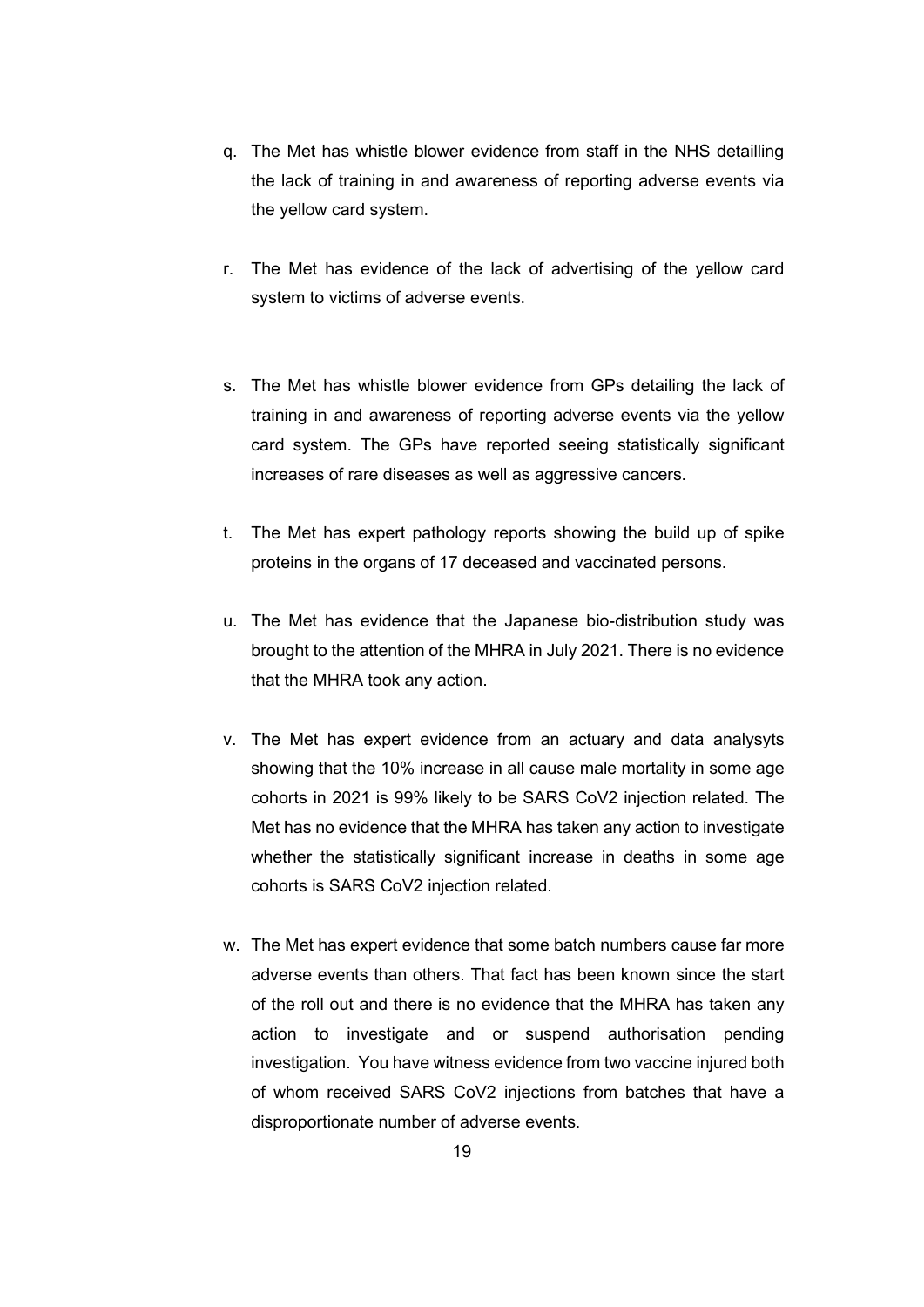q. The Met has whistle blower evidence from staff in the NHS detailling the lack of training in and awareness of reporting adverse events via the yellow card system.

r. The Met has evidence of the lack of advertising of the yellow card system to victims of adverse events.

s. The Met has whistle blower evidence from GPs detailing the lack of training in and awareness of reporting adverse events via the yellow card system. The GPs have reported seeing statistically significant increases of rare diseases as well as aggressive cancers.

t. The Met has expert pathology reports showing the build up of spike proteins in the organs of 17 deceased and vaccinated persons.

u. The Met has evidence that the Japanese bio-distribution study was brought to the attention of the MHRA in July 2021. There is no evidence that the MHRA took any action.

v. The Met has expert evidence from an actuary and data analysyts showing that the 10% increase in all cause male mortality in some age cohorts in 2021 is 99% likely to be SARS CoV2 injection related. The Met has no evidence that the MHRA has taken any action to investigate whether the statistically significant increase in deaths in some age cohorts is SARS CoV2 injection related.

w. The Met has expert evidence that some batch numbers cause far more adverse events than others. That fact has been known since the start of the roll out and there is no evidence that the MHRA has taken any action to investigate and or suspend authorisation pending investigation. You have witness evidence from two vaccine injured both of whom received SARS CoV2 injections from batches that have a disproportionate number of adverse events.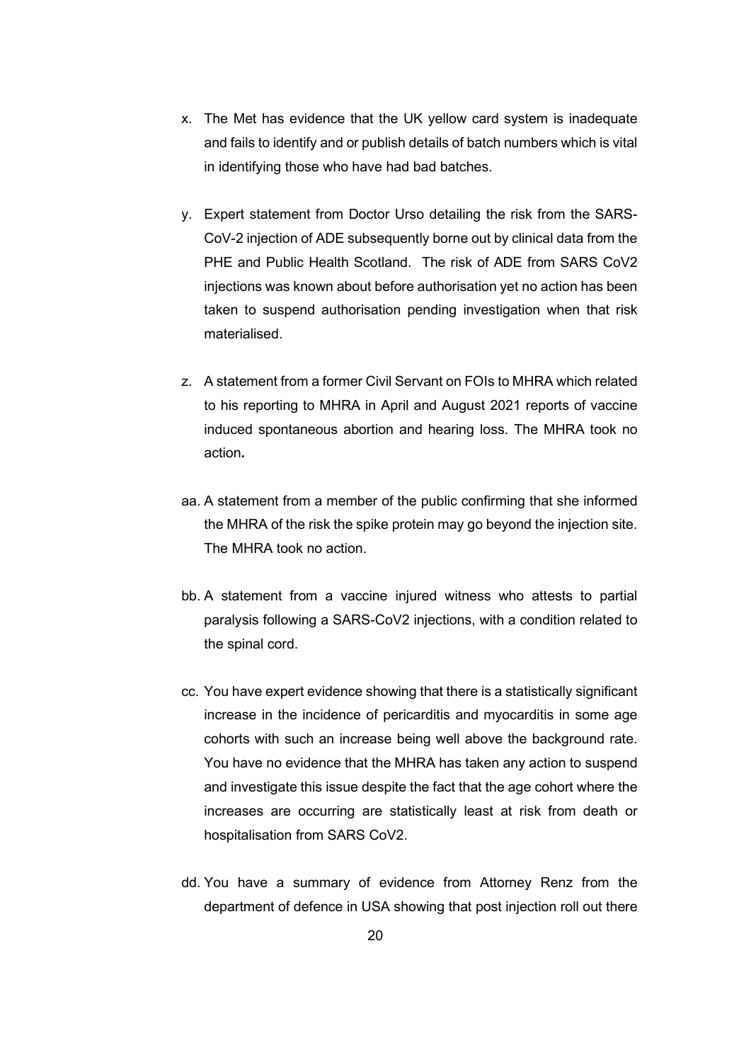x. The Met has evidence that the UK yellow card system is inadequate and fails to identify and or publish details of batch numbers which is vital in identifying those who have had bad batches.

y. Expert statement from Doctor Urso detailing the risk from the SARS-CoV-2 injection of ADE subsequently borne out by clinical data from the PHE and Public Health Scotland. The risk of ADE from SARS CoV2 injections was known about before authorisation yet no action has been taken to suspend authorisation pending investigation when that risk materialised.

z. A statement from a former Civil Servant on FOIs to MHRA which related to his reporting to MHRA in April and August 2021 reports of vaccine induced spontaneous abortion and hearing loss. The MHRA took no action**.**

aa. A statement from a member of the public confirming that she informed the MHRA of the risk the spike protein may go beyond the injection site. The MHRA took no action.

bb. A statement from a vaccine injured witness who attests to partial paralysis following a SARS-CoV2 injections, with a condition related to the spinal cord.

cc. You have expert evidence showing that there is a statistically significant increase in the incidence of pericarditis and myocarditis in some age cohorts with such an increase being well above the background rate. You have no evidence that the MHRA has taken any action to suspend and investigate this issue despite the fact that the age cohort where the increases are occurring are statistically least at risk from death or hospitalisation from SARS CoV2.

dd. You have a summary of evidence from Attorney Renz from the department of defence in USA showing that post injection roll out there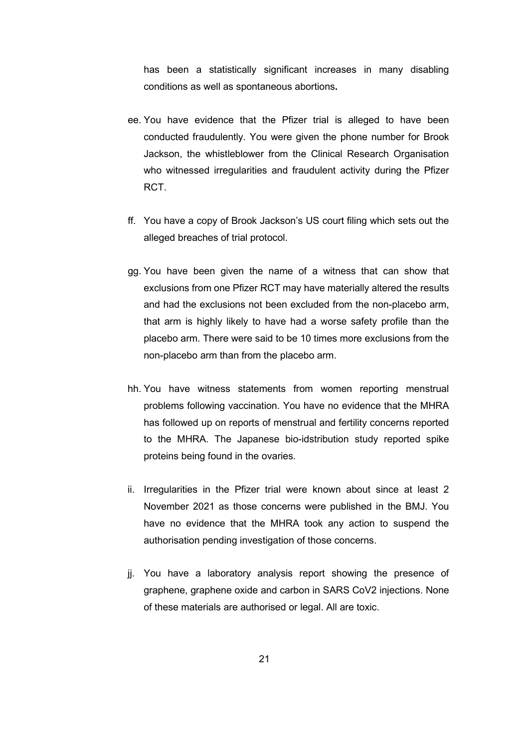has been a statistically significant increases in many disabling conditions as well as spontaneous abortions**.**

ee. You have evidence that the Pfizer trial is alleged to have been conducted fraudulently. You were given the phone number for Brook Jackson, the whistleblower from the Clinical Research Organisation who witnessed irregularities and fraudulent activity during the Pfizer RCT.

ff. You have a copy of Brook Jackson's US court filing which sets out the alleged breaches of trial protocol.

gg. You have been given the name of a witness that can show that exclusions from one Pfizer RCT may have materially altered the results and had the exclusions not been excluded from the non-placebo arm, that arm is highly likely to have had a worse safety profile than the placebo arm. There were said to be 10 times more exclusions from the non-placebo arm than from the placebo arm.

hh. You have witness statements from women reporting menstrual problems following vaccination. You have no evidence that the MHRA has followed up on reports of menstrual and fertility concerns reported to the MHRA. The Japanese bio-idstribution study reported spike proteins being found in the ovaries.

ii. Irregularities in the Pfizer trial were known about since at least 2 November 2021 as those concerns were published in the BMJ. You have no evidence that the MHRA took any action to suspend the authorisation pending investigation of those concerns.

jj. You have a laboratory analysis report showing the presence of graphene, graphene oxide and carbon in SARS CoV2 injections. None of these materials are authorised or legal. All are toxic.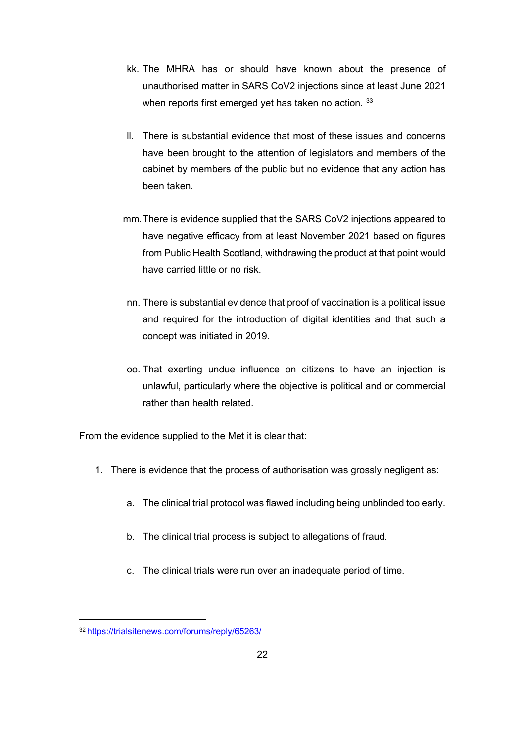kk. The MHRA has or should have known about the presence of unauthorised matter in SARS CoV2 injections since at least June 2021 when reports first emerged yet has taken no action. [33]

ll. There is substantial evidence that most of these issues and concerns have been brought to the attention of legislators and members of the cabinet by members of the public but no evidence that any action has been taken.

mm. There is evidence supplied that the SARS CoV2 injections appeared to have negative efficacy from at least November 2021 based on figures from Public Health Scotland, withdrawing the product at that point would have carried little or no risk.

nn. There is substantial evidence that proof of vaccination is a political issue and required for the introduction of digital identities and that such a concept was initiated in 2019.

oo. That exerting undue influence on citizens to have an injection is unlawful, particularly where the objective is political and or commercial rather than health related.

From the evidence supplied to the Met it is clear that:

1. There is evidence that the process of authorisation was grossly negligent as:

    a. The clinical trial protocol was flawed including being unblinded too early.

    b. The clinical trial process is subject to allegations of fraud.

    c. The clinical trials were run over an inadequate period of time.

---

[32] https://trialsitenews.com/forums/reply/65263/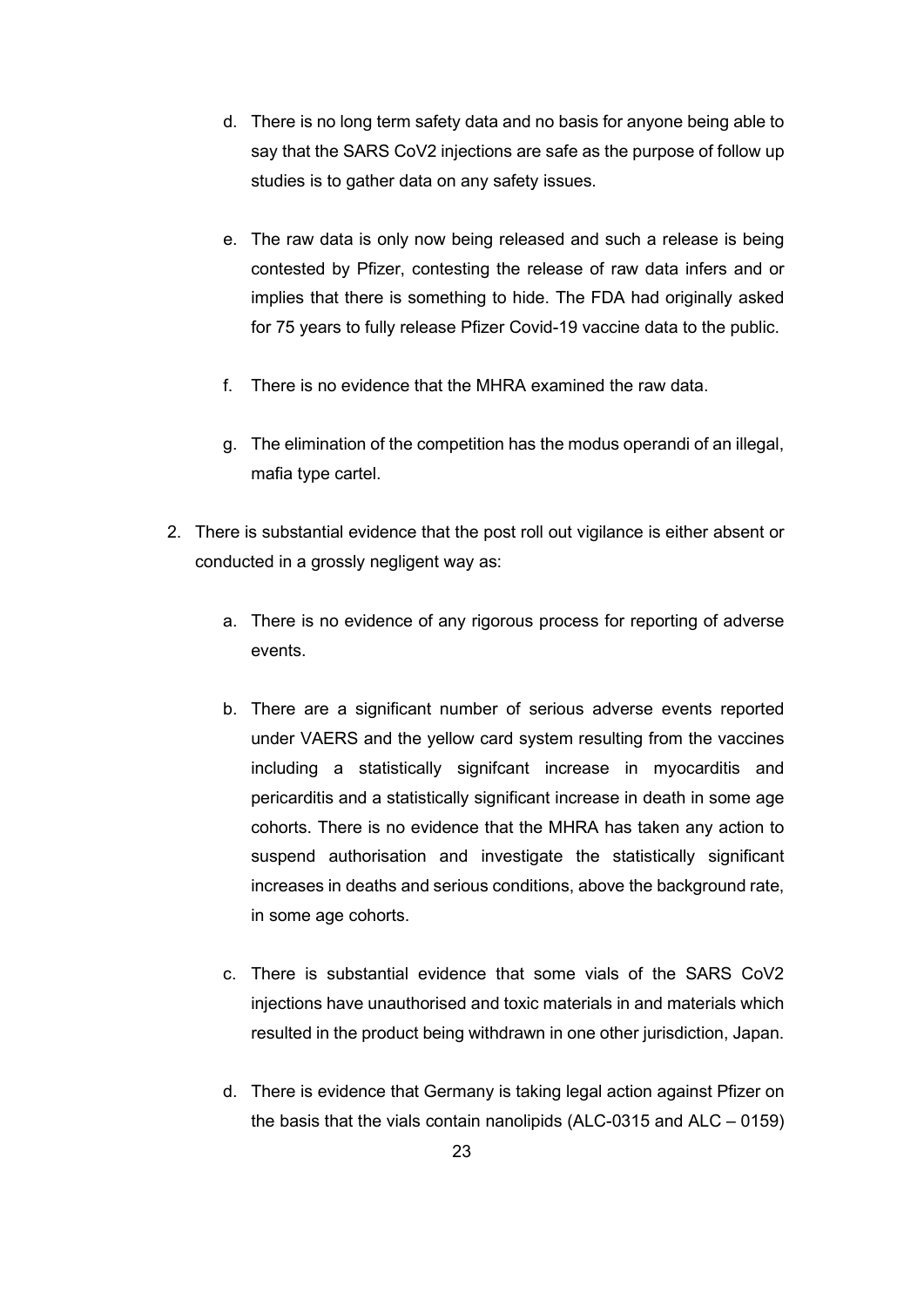d. There is no long term safety data and no basis for anyone being able to say that the SARS CoV2 injections are safe as the purpose of follow up studies is to gather data on any safety issues.

e. The raw data is only now being released and such a release is being contested by Pfizer, contesting the release of raw data infers and or implies that there is something to hide. The FDA had originally asked for 75 years to fully release Pfizer Covid-19 vaccine data to the public.

f. There is no evidence that the MHRA examined the raw data.

g. The elimination of the competition has the modus operandi of an illegal, mafia type cartel.

2. There is substantial evidence that the post roll out vigilance is either absent or conducted in a grossly negligent way as:

   a. There is no evidence of any rigorous process for reporting of adverse events.

   b. There are a significant number of serious adverse events reported under VAERS and the yellow card system resulting from the vaccines including a statistically signifcant increase in myocarditis and pericarditis and a statistically significant increase in death in some age cohorts. There is no evidence that the MHRA has taken any action to suspend authorisation and investigate the statistically significant increases in deaths and serious conditions, above the background rate, in some age cohorts.

   c. There is substantial evidence that some vials of the SARS CoV2 injections have unauthorised and toxic materials in and materials which resulted in the product being withdrawn in one other jurisdiction, Japan.

   d. There is evidence that Germany is taking legal action against Pfizer on the basis that the vials contain nanolipids (ALC-0315 and ALC – 0159)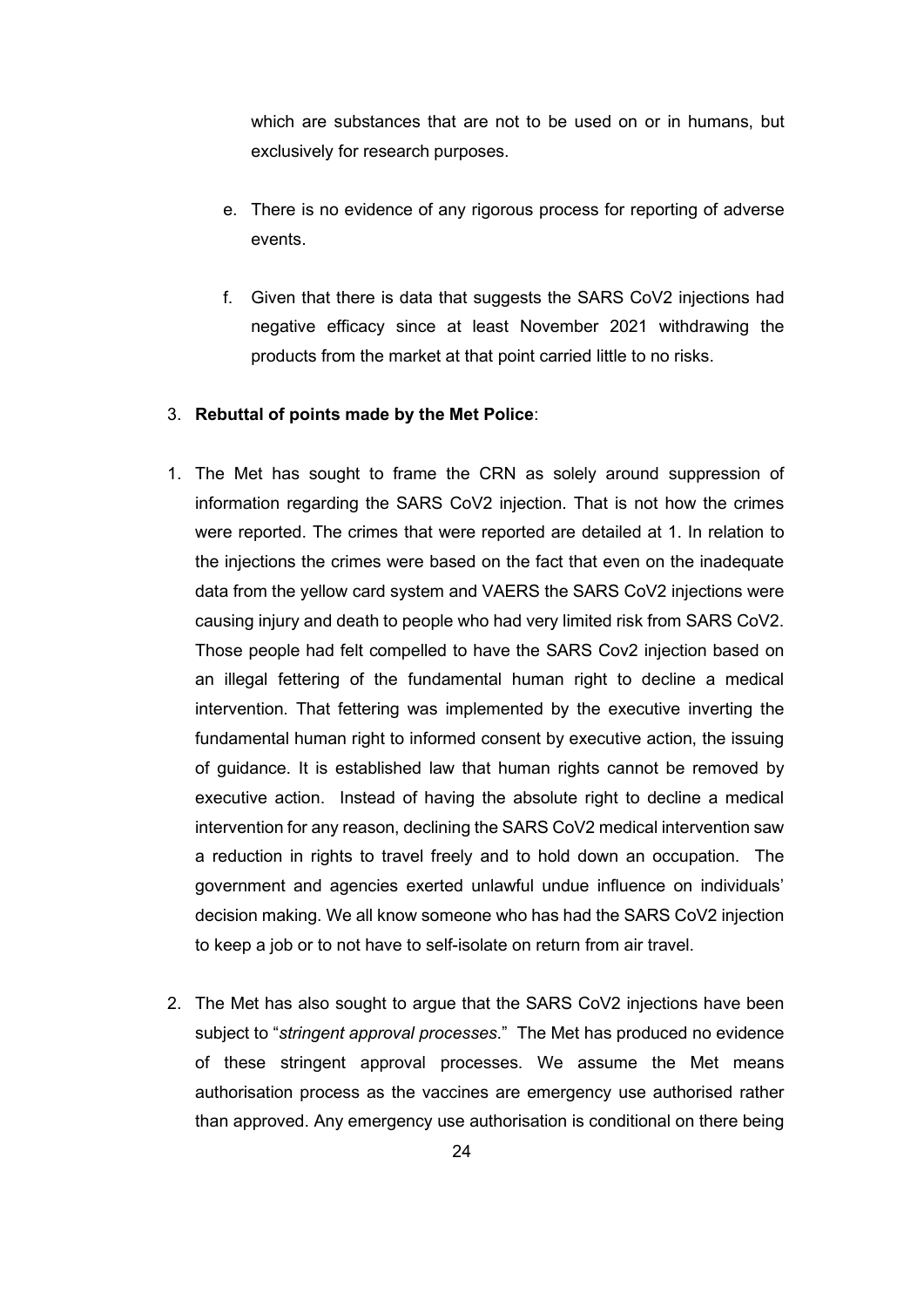which are substances that are not to be used on or in humans, but exclusively for research purposes.

e. There is no evidence of any rigorous process for reporting of adverse events.

f. Given that there is data that suggests the SARS CoV2 injections had negative efficacy since at least November 2021 withdrawing the products from the market at that point carried little to no risks.

3. **Rebuttal of points made by the Met Police**:

1. The Met has sought to frame the CRN as solely around suppression of information regarding the SARS CoV2 injection. That is not how the crimes were reported. The crimes that were reported are detailed at 1. In relation to the injections the crimes were based on the fact that even on the inadequate data from the yellow card system and VAERS the SARS CoV2 injections were causing injury and death to people who had very limited risk from SARS CoV2. Those people had felt compelled to have the SARS Cov2 injection based on an illegal fettering of the fundamental human right to decline a medical intervention. That fettering was implemented by the executive inverting the fundamental human right to informed consent by executive action, the issuing of guidance. It is established law that human rights cannot be removed by executive action. Instead of having the absolute right to decline a medical intervention for any reason, declining the SARS CoV2 medical intervention saw a reduction in rights to travel freely and to hold down an occupation. The government and agencies exerted unlawful undue influence on individuals' decision making. We all know someone who has had the SARS CoV2 injection to keep a job or to not have to self-isolate on return from air travel.

2. The Met has also sought to argue that the SARS CoV2 injections have been subject to "*stringent approval processes*." The Met has produced no evidence of these stringent approval processes. We assume the Met means authorisation process as the vaccines are emergency use authorised rather than approved. Any emergency use authorisation is conditional on there being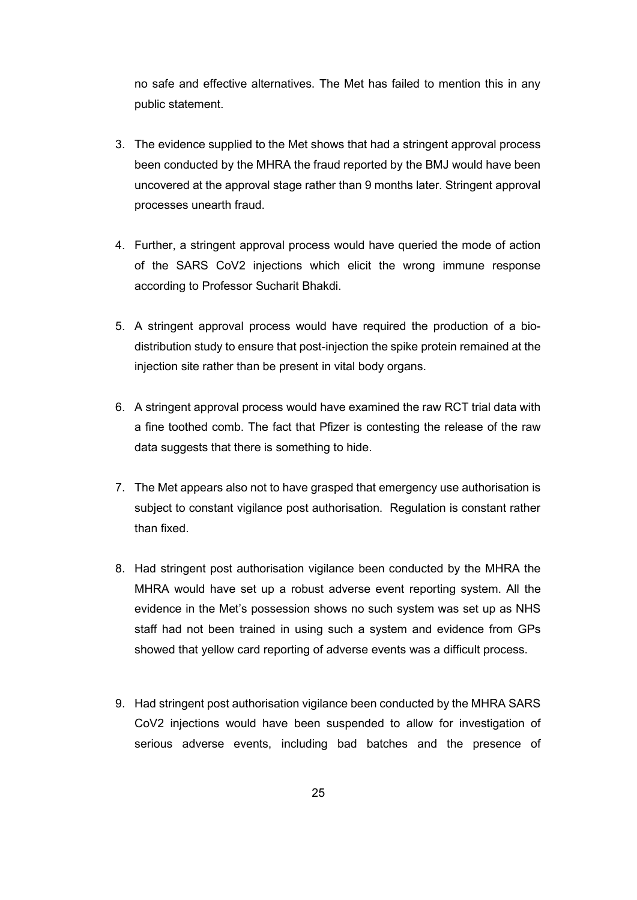no safe and effective alternatives. The Met has failed to mention this in any public statement.

3. The evidence supplied to the Met shows that had a stringent approval process been conducted by the MHRA the fraud reported by the BMJ would have been uncovered at the approval stage rather than 9 months later. Stringent approval processes unearth fraud.

4. Further, a stringent approval process would have queried the mode of action of the SARS CoV2 injections which elicit the wrong immune response according to Professor Sucharit Bhakdi.

5. A stringent approval process would have required the production of a bio-distribution study to ensure that post-injection the spike protein remained at the injection site rather than be present in vital body organs.

6. A stringent approval process would have examined the raw RCT trial data with a fine toothed comb. The fact that Pfizer is contesting the release of the raw data suggests that there is something to hide.

7. The Met appears also not to have grasped that emergency use authorisation is subject to constant vigilance post authorisation. Regulation is constant rather than fixed.

8. Had stringent post authorisation vigilance been conducted by the MHRA the MHRA would have set up a robust adverse event reporting system. All the evidence in the Met's possession shows no such system was set up as NHS staff had not been trained in using such a system and evidence from GPs showed that yellow card reporting of adverse events was a difficult process.

9. Had stringent post authorisation vigilance been conducted by the MHRA SARS CoV2 injections would have been suspended to allow for investigation of serious adverse events, including bad batches and the presence of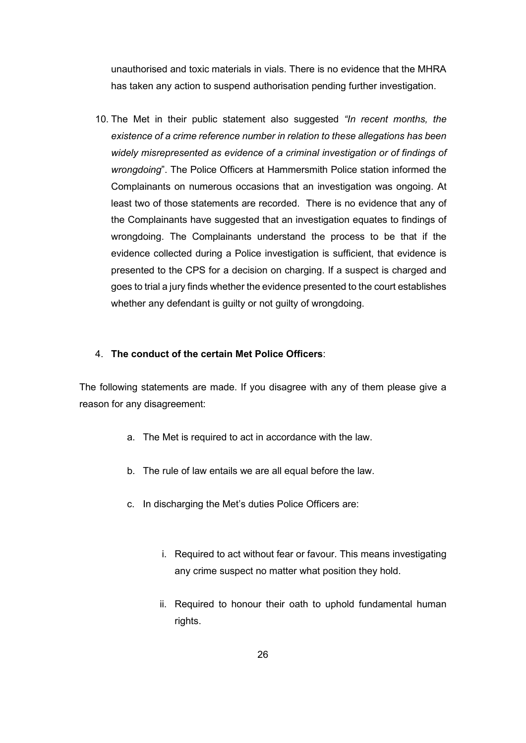unauthorised and toxic materials in vials. There is no evidence that the MHRA has taken any action to suspend authorisation pending further investigation.

10. The Met in their public statement also suggested *"In recent months, the existence of a crime reference number in relation to these allegations has been widely misrepresented as evidence of a criminal investigation or of findings of wrongdoing*". The Police Officers at Hammersmith Police station informed the Complainants on numerous occasions that an investigation was ongoing. At least two of those statements are recorded. There is no evidence that any of the Complainants have suggested that an investigation equates to findings of wrongdoing. The Complainants understand the process to be that if the evidence collected during a Police investigation is sufficient, that evidence is presented to the CPS for a decision on charging. If a suspect is charged and goes to trial a jury finds whether the evidence presented to the court establishes whether any defendant is guilty or not guilty of wrongdoing.

4. **The conduct of the certain Met Police Officers**:

The following statements are made. If you disagree with any of them please give a reason for any disagreement:

a. The Met is required to act in accordance with the law.

b. The rule of law entails we are all equal before the law.

c. In discharging the Met's duties Police Officers are:

   i. Required to act without fear or favour. This means investigating any crime suspect no matter what position they hold.

   ii. Required to honour their oath to uphold fundamental human rights.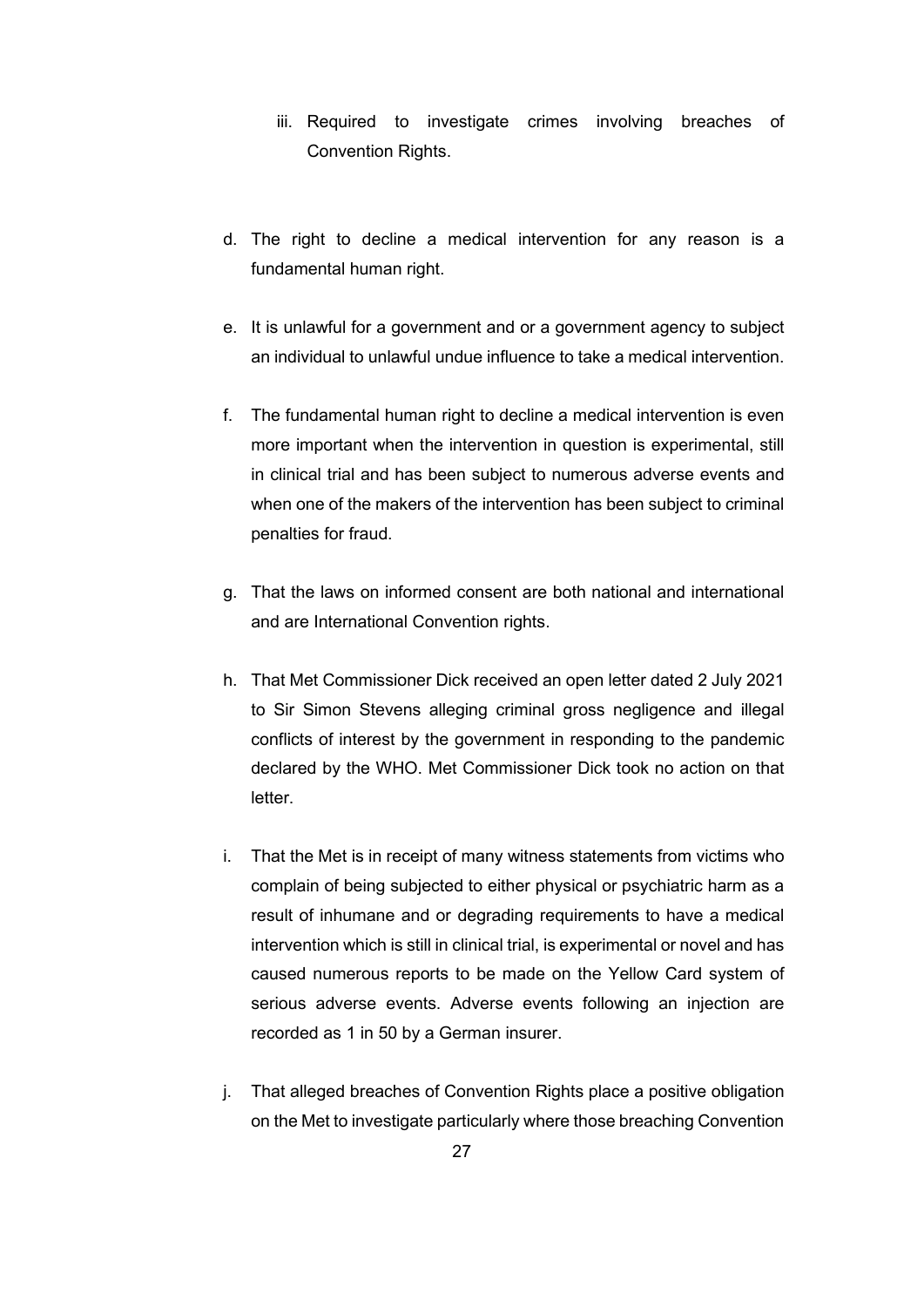iii. Required to investigate crimes involving breaches of Convention Rights.

d. The right to decline a medical intervention for any reason is a fundamental human right.

e. It is unlawful for a government and or a government agency to subject an individual to unlawful undue influence to take a medical intervention.

f. The fundamental human right to decline a medical intervention is even more important when the intervention in question is experimental, still in clinical trial and has been subject to numerous adverse events and when one of the makers of the intervention has been subject to criminal penalties for fraud.

g. That the laws on informed consent are both national and international and are International Convention rights.

h. That Met Commissioner Dick received an open letter dated 2 July 2021 to Sir Simon Stevens alleging criminal gross negligence and illegal conflicts of interest by the government in responding to the pandemic declared by the WHO. Met Commissioner Dick took no action on that letter.

i. That the Met is in receipt of many witness statements from victims who complain of being subjected to either physical or psychiatric harm as a result of inhumane and or degrading requirements to have a medical intervention which is still in clinical trial, is experimental or novel and has caused numerous reports to be made on the Yellow Card system of serious adverse events. Adverse events following an injection are recorded as 1 in 50 by a German insurer.

j. That alleged breaches of Convention Rights place a positive obligation on the Met to investigate particularly where those breaching Convention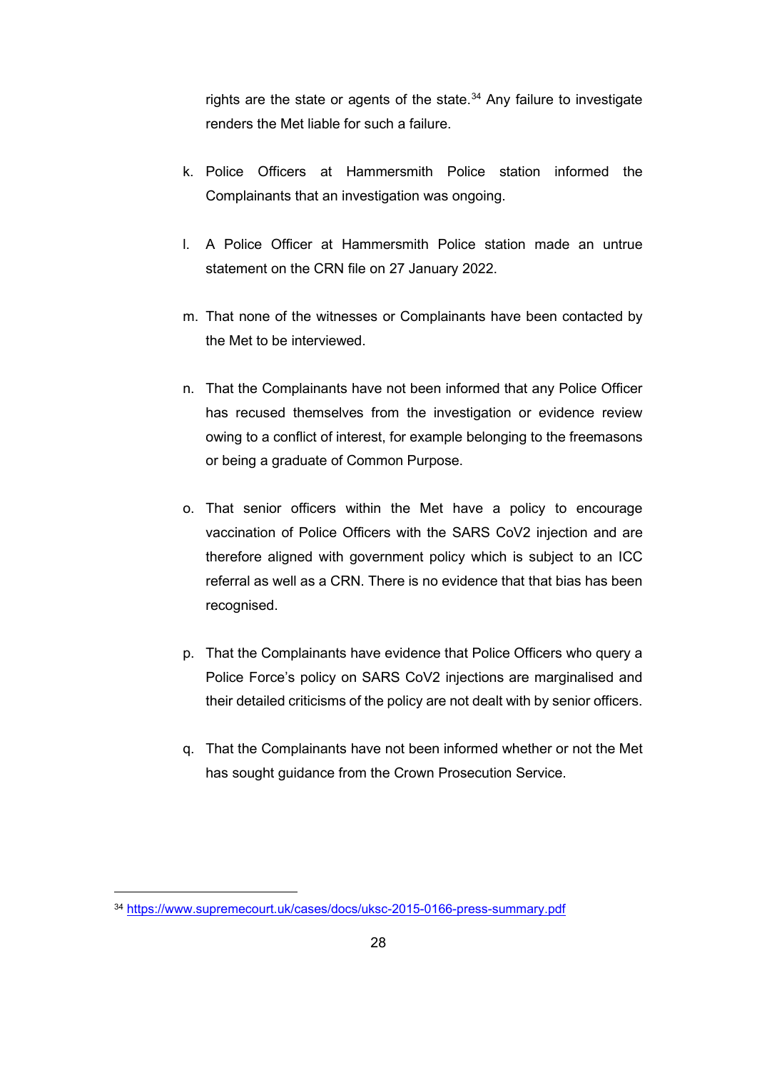rights are the state or agents of the state.[34] Any failure to investigate renders the Met liable for such a failure.

k. Police Officers at Hammersmith Police station informed the Complainants that an investigation was ongoing.

l. A Police Officer at Hammersmith Police station made an untrue statement on the CRN file on 27 January 2022.

m. That none of the witnesses or Complainants have been contacted by the Met to be interviewed.

n. That the Complainants have not been informed that any Police Officer has recused themselves from the investigation or evidence review owing to a conflict of interest, for example belonging to the freemasons or being a graduate of Common Purpose.

o. That senior officers within the Met have a policy to encourage vaccination of Police Officers with the SARS CoV2 injection and are therefore aligned with government policy which is subject to an ICC referral as well as a CRN. There is no evidence that that bias has been recognised.

p. That the Complainants have evidence that Police Officers who query a Police Force's policy on SARS CoV2 injections are marginalised and their detailed criticisms of the policy are not dealt with by senior officers.

q. That the Complainants have not been informed whether or not the Met has sought guidance from the Crown Prosecution Service.

---

[34] https://www.supremecourt.uk/cases/docs/uksc-2015-0166-press-summary.pdf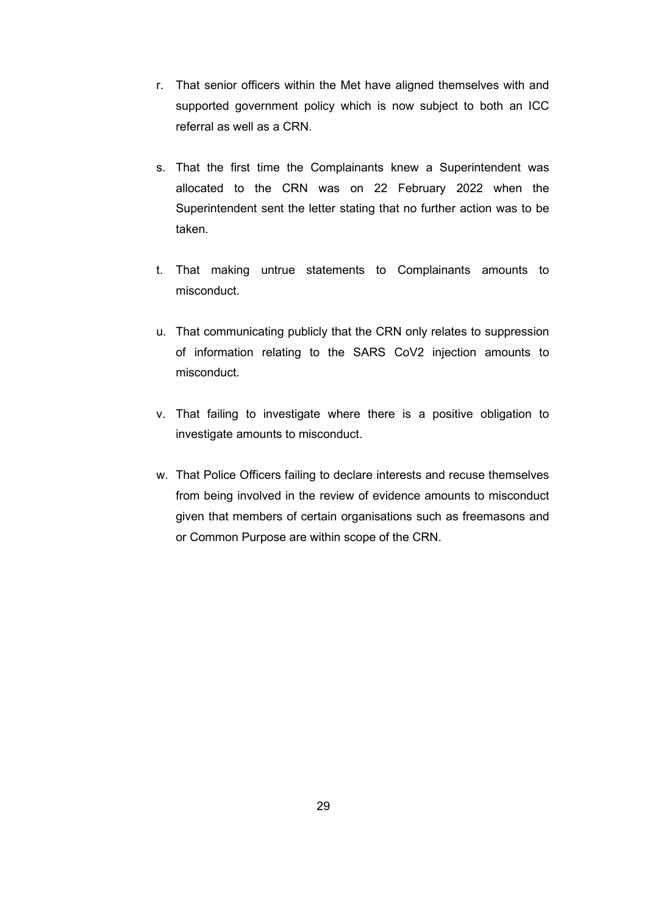r. That senior officers within the Met have aligned themselves with and supported government policy which is now subject to both an ICC referral as well as a CRN.

s. That the first time the Complainants knew a Superintendent was allocated to the CRN was on 22 February 2022 when the Superintendent sent the letter stating that no further action was to be taken.

t. That making untrue statements to Complainants amounts to misconduct.

u. That communicating publicly that the CRN only relates to suppression of information relating to the SARS CoV2 injection amounts to misconduct.

v. That failing to investigate where there is a positive obligation to investigate amounts to misconduct.

w. That Police Officers failing to declare interests and recuse themselves from being involved in the review of evidence amounts to misconduct given that members of certain organisations such as freemasons and or Common Purpose are within scope of the CRN.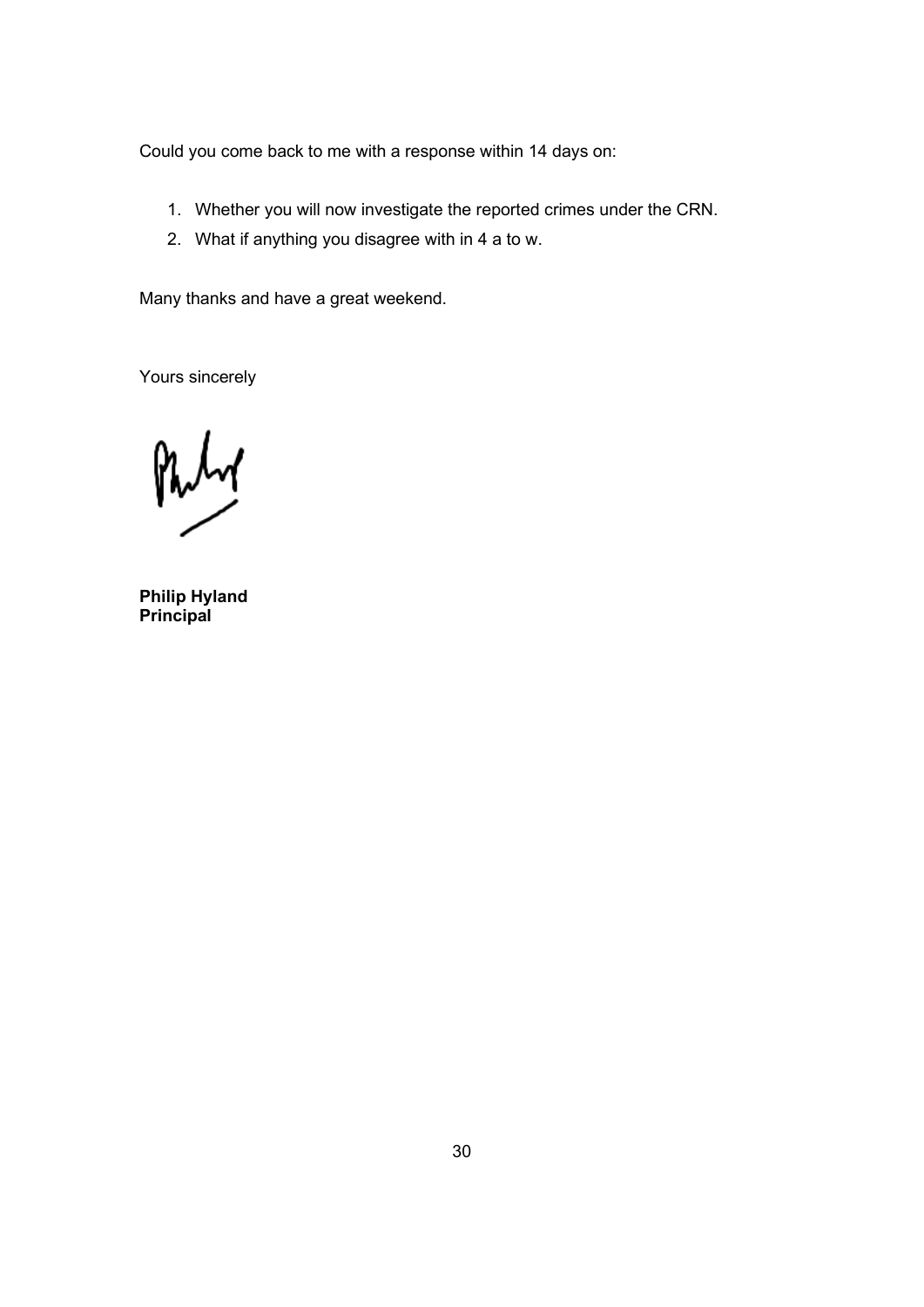Could you come back to me with a response within 14 days on:

1. Whether you will now investigate the reported crimes under the CRN.
2. What if anything you disagree with in 4 a to w.

Many thanks and have a great weekend.

Yours sincerely

**Philip Hyland**
**Principal**